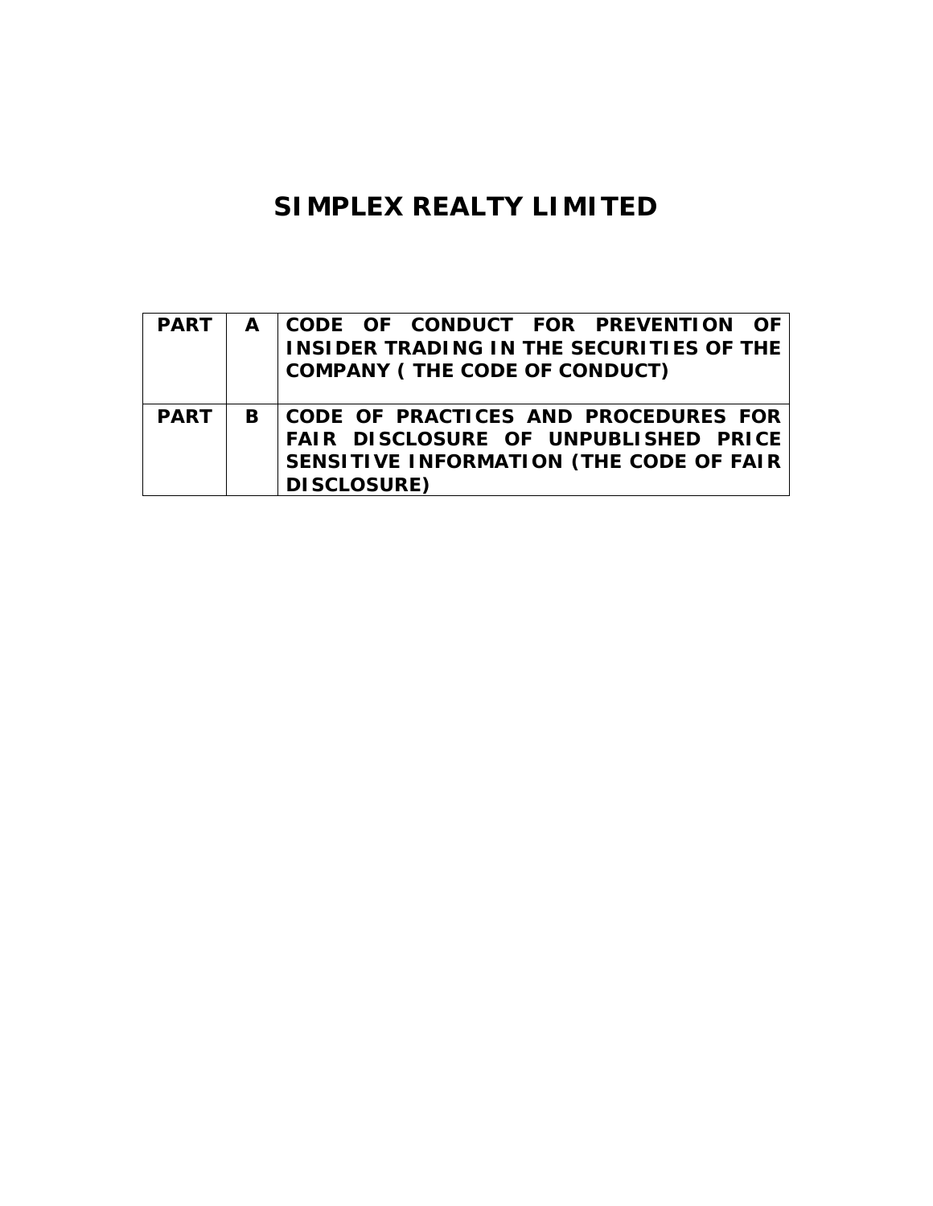# SIMPLEX REALTY LIMITED

| | | |
|---|---|---|
| **PART** | **A** | **CODE OF CONDUCT FOR PREVENTION OF INSIDER TRADING IN THE SECURITIES OF THE COMPANY ( THE CODE OF CONDUCT)** |
| **PART** | **B** | **CODE OF PRACTICES AND PROCEDURES FOR FAIR DISCLOSURE OF UNPUBLISHED PRICE SENSITIVE INFORMATION (THE CODE OF FAIR DISCLOSURE)** |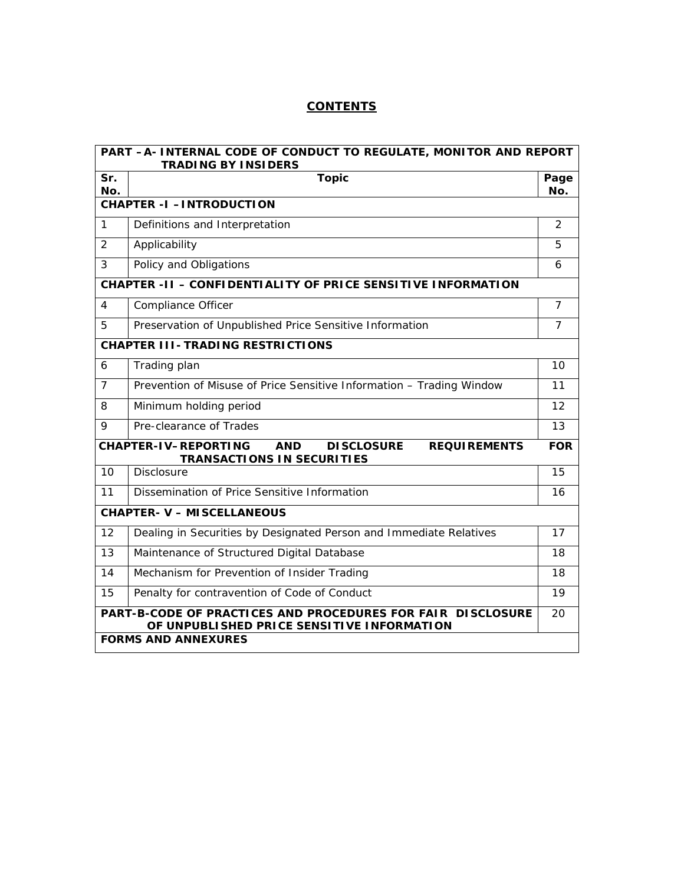## CONTENTS

| PART –A- INTERNAL CODE OF CONDUCT TO REGULATE, MONITOR AND REPORT TRADING BY INSIDERS | | |
|---|---|---|
| **Sr. No.** | **Topic** | **Page No.** |
| **CHAPTER -I –INTRODUCTION** | | |
| 1 | Definitions and Interpretation | 2 |
| 2 | Applicability | 5 |
| 3 | Policy and Obligations | 6 |
| **CHAPTER -II – CONFIDENTIALITY OF PRICE SENSITIVE INFORMATION** | | |
| 4 | Compliance Officer | 7 |
| 5 | Preservation of Unpublished Price Sensitive Information | 7 |
| **CHAPTER III- TRADING RESTRICTIONS** | | |
| 6 | Trading plan | 10 |
| 7 | Prevention of Misuse of Price Sensitive Information – Trading Window | 11 |
| 8 | Minimum holding period | 12 |
| 9 | Pre-clearance of Trades | 13 |
| **CHAPTER-IV–REPORTING AND DISCLOSURE REQUIREMENTS FOR TRANSACTIONS IN SECURITIES** | | |
| 10 | Disclosure | 15 |
| 11 | Dissemination of Price Sensitive Information | 16 |
| **CHAPTER- V – MISCELLANEOUS** | | |
| 12 | Dealing in Securities by Designated Person and Immediate Relatives | 17 |
| 13 | Maintenance of Structured Digital Database | 18 |
| 14 | Mechanism for Prevention of Insider Trading | 18 |
| 15 | Penalty for contravention of Code of Conduct | 19 |
| **PART-B-CODE OF PRACTICES AND PROCEDURES FOR FAIR DISCLOSURE OF UNPUBLISHED PRICE SENSITIVE INFORMATION** | | 20 |
| **FORMS AND ANNEXURES** | | |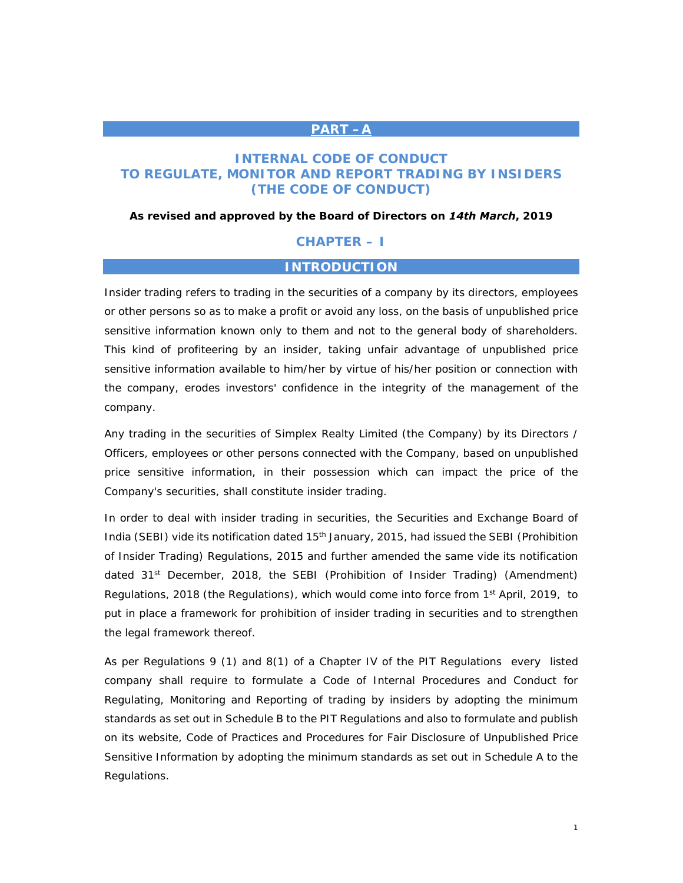## PART – A

# INTERNAL CODE OF CONDUCT TO REGULATE, MONITOR AND REPORT TRADING BY INSIDERS (THE CODE OF CONDUCT)

**As revised and approved by the Board of Directors on *14th March*, 2019**

## CHAPTER – I

## INTRODUCTION

Insider trading refers to trading in the securities of a company by its directors, employees or other persons so as to make a profit or avoid any loss, on the basis of unpublished price sensitive information known only to them and not to the general body of shareholders. This kind of profiteering by an insider, taking unfair advantage of unpublished price sensitive information available to him/her by virtue of his/her position or connection with the company, erodes investors' confidence in the integrity of the management of the company.

Any trading in the securities of Simplex Realty Limited (the Company) by its Directors / Officers, employees or other persons connected with the Company, based on unpublished price sensitive information, in their possession which can impact the price of the Company's securities, shall constitute insider trading.

In order to deal with insider trading in securities, the Securities and Exchange Board of India (SEBI) vide its notification dated 15th January, 2015, had issued the SEBI (Prohibition of Insider Trading) Regulations, 2015 and further amended the same vide its notification dated 31st December, 2018, the SEBI (Prohibition of Insider Trading) (Amendment) Regulations, 2018 (the Regulations), which would come into force from 1st April, 2019, to put in place a framework for prohibition of insider trading in securities and to strengthen the legal framework thereof.

As per Regulations 9 (1) and 8(1) of a Chapter IV of the PIT Regulations every listed company shall require to formulate a Code of Internal Procedures and Conduct for Regulating, Monitoring and Reporting of trading by insiders by adopting the minimum standards as set out in Schedule B to the PIT Regulations and also to formulate and publish on its website, Code of Practices and Procedures for Fair Disclosure of Unpublished Price Sensitive Information by adopting the minimum standards as set out in Schedule A to the Regulations.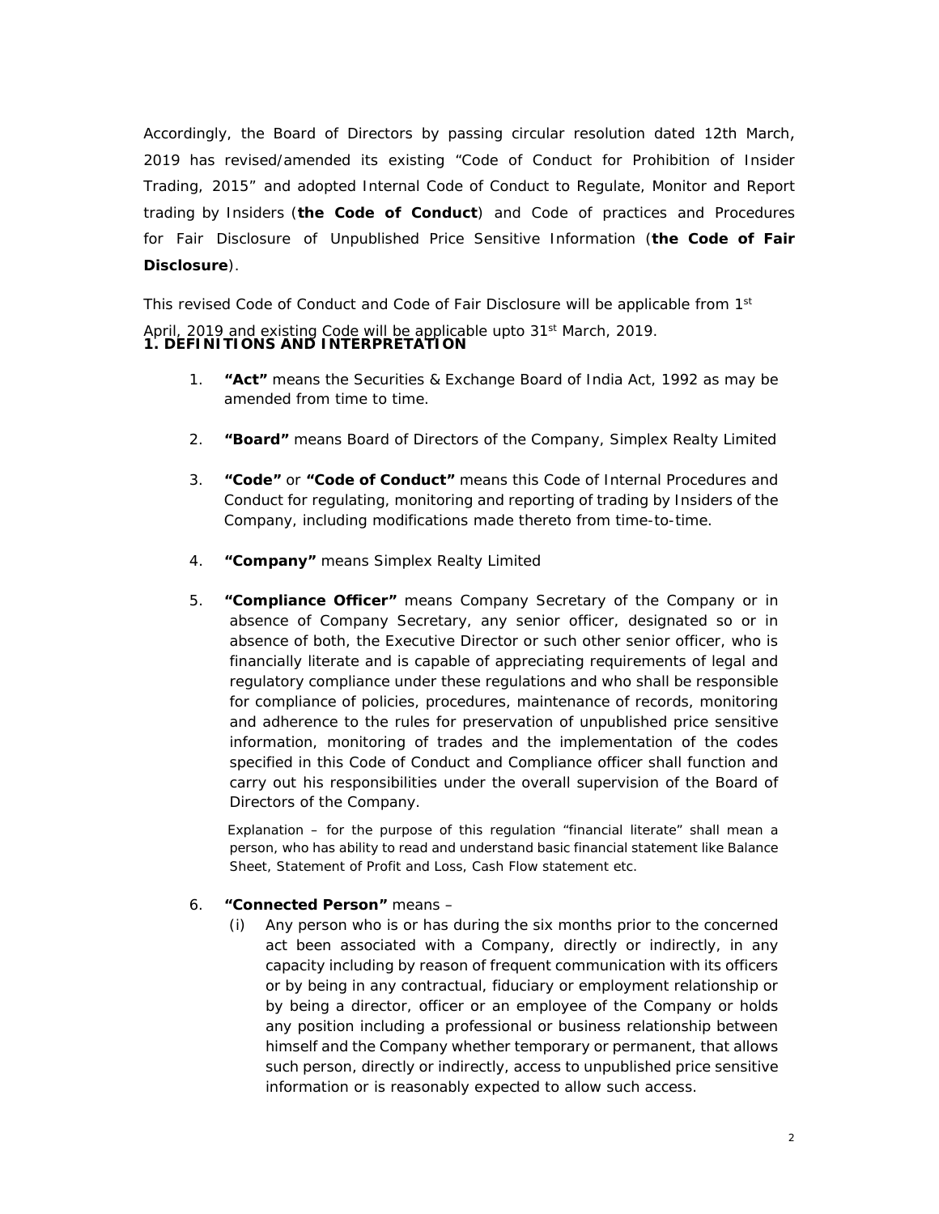Accordingly, the Board of Directors by passing circular resolution dated 12th March, 2019 has revised/amended its existing "Code of Conduct for Prohibition of Insider Trading, 2015" and adopted Internal Code of Conduct to Regulate, Monitor and Report trading by Insiders (**the Code of Conduct**) and Code of practices and Procedures for Fair Disclosure of Unpublished Price Sensitive Information (**the Code of Fair Disclosure**).

This revised Code of Conduct and Code of Fair Disclosure will be applicable from 1st April, 2019 and existing Code will be applicable upto 31st March, 2019.

## 1. DEFINITIONS AND INTERPRETATION

1. **"Act"** means the Securities & Exchange Board of India Act, 1992 as may be amended from time to time.

2. **"Board"** means Board of Directors of the Company, Simplex Realty Limited

3. **"Code"** or **"Code of Conduct"** means this Code of Internal Procedures and Conduct for regulating, monitoring and reporting of trading by Insiders of the Company, including modifications made thereto from time-to-time.

4. **"Company"** means Simplex Realty Limited

5. **"Compliance Officer"** means Company Secretary of the Company or in absence of Company Secretary, any senior officer, designated so or in absence of both, the Executive Director or such other senior officer, who is financially literate and is capable of appreciating requirements of legal and regulatory compliance under these regulations and who shall be responsible for compliance of policies, procedures, maintenance of records, monitoring and adherence to the rules for preservation of unpublished price sensitive information, monitoring of trades and the implementation of the codes specified in this Code of Conduct and Compliance officer shall function and carry out his responsibilities under the overall supervision of the Board of Directors of the Company.

   Explanation – for the purpose of this regulation "financial literate" shall mean a person, who has ability to read and understand basic financial statement like Balance Sheet, Statement of Profit and Loss, Cash Flow statement etc.

6. **"Connected Person"** means –
   (i) Any person who is or has during the six months prior to the concerned act been associated with a Company, directly or indirectly, in any capacity including by reason of frequent communication with its officers or by being in any contractual, fiduciary or employment relationship or by being a director, officer or an employee of the Company or holds any position including a professional or business relationship between himself and the Company whether temporary or permanent, that allows such person, directly or indirectly, access to unpublished price sensitive information or is reasonably expected to allow such access.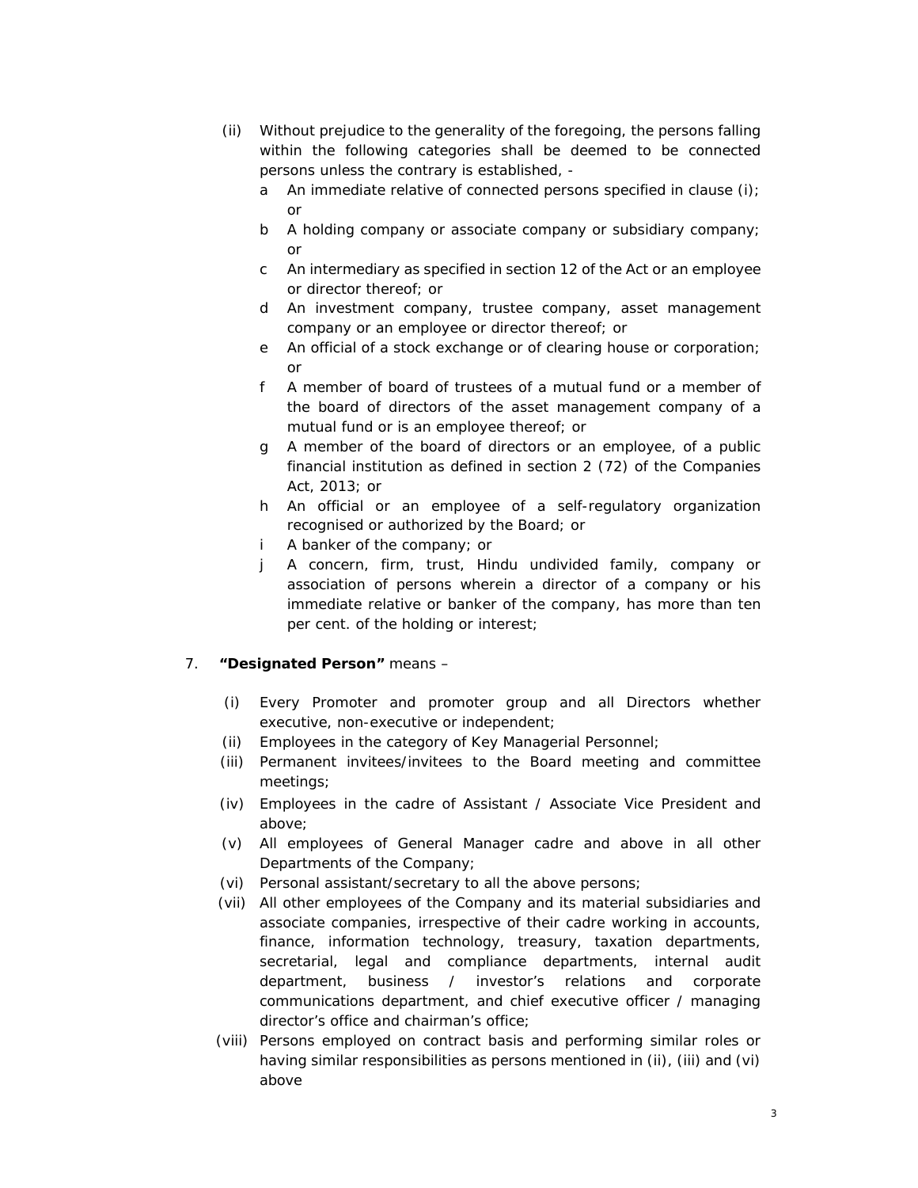(ii) Without prejudice to the generality of the foregoing, the persons falling within the following categories shall be deemed to be connected persons unless the contrary is established, -

a An immediate relative of connected persons specified in clause (i); or

b A holding company or associate company or subsidiary company; or

c An intermediary as specified in section 12 of the Act or an employee or director thereof; or

d An investment company, trustee company, asset management company or an employee or director thereof; or

e An official of a stock exchange or of clearing house or corporation; or

f A member of board of trustees of a mutual fund or a member of the board of directors of the asset management company of a mutual fund or is an employee thereof; or

g A member of the board of directors or an employee, of a public financial institution as defined in section 2 (72) of the Companies Act, 2013; or

h An official or an employee of a self-regulatory organization recognised or authorized by the Board; or

i A banker of the company; or

j A concern, firm, trust, Hindu undivided family, company or association of persons wherein a director of a company or his immediate relative or banker of the company, has more than ten per cent. of the holding or interest;

7. **"Designated Person"** means –

(i) Every Promoter and promoter group and all Directors whether executive, non-executive or independent;

(ii) Employees in the category of Key Managerial Personnel;

(iii) Permanent invitees/invitees to the Board meeting and committee meetings;

(iv) Employees in the cadre of Assistant / Associate Vice President and above;

(v) All employees of General Manager cadre and above in all other Departments of the Company;

(vi) Personal assistant/secretary to all the above persons;

(vii) All other employees of the Company and its material subsidiaries and associate companies, irrespective of their cadre working in accounts, finance, information technology, treasury, taxation departments, secretarial, legal and compliance departments, internal audit department, business / investor's relations and corporate communications department, and chief executive officer / managing director's office and chairman's office;

(viii) Persons employed on contract basis and performing similar roles or having similar responsibilities as persons mentioned in (ii), (iii) and (vi) above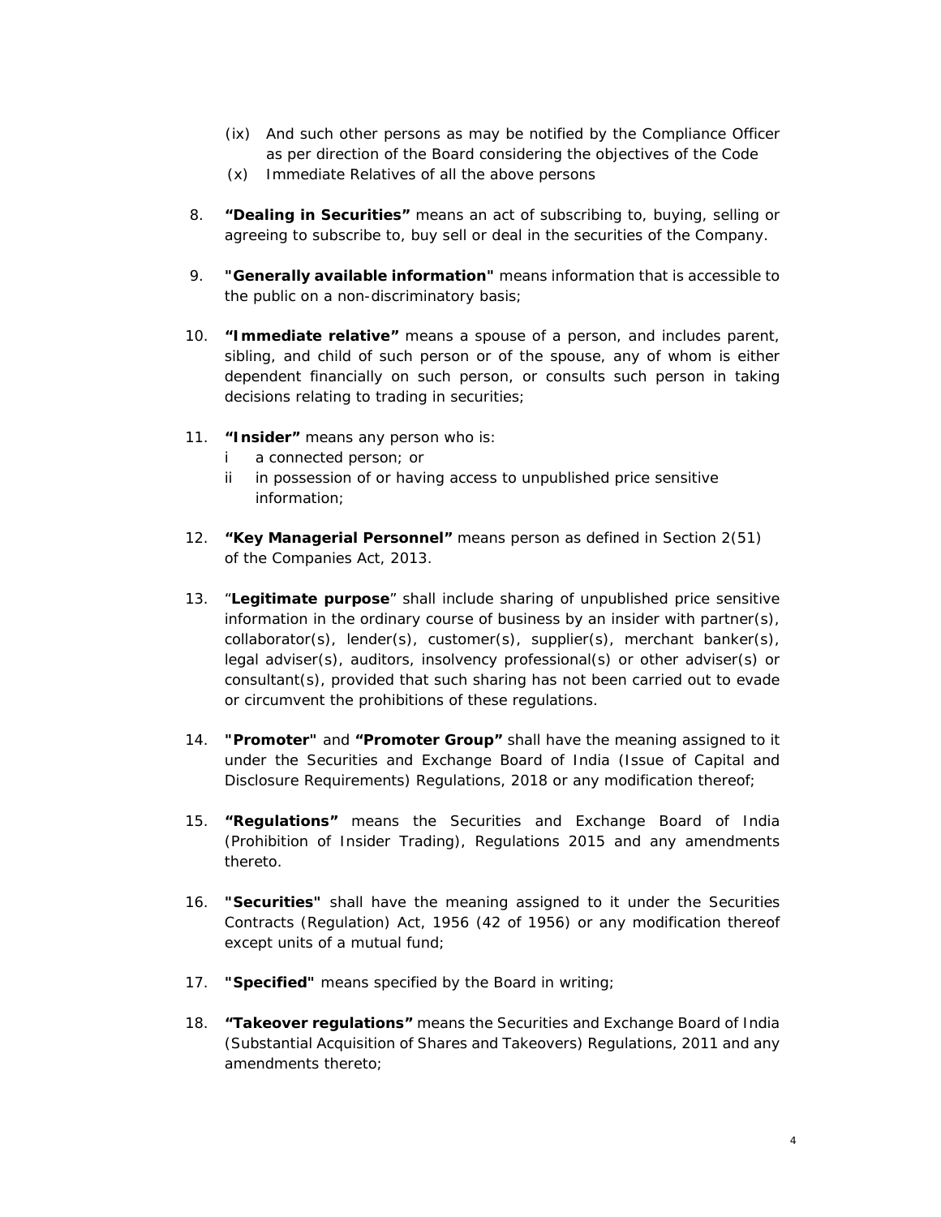(ix) And such other persons as may be notified by the Compliance Officer as per direction of the Board considering the objectives of the Code

(x) Immediate Relatives of all the above persons

8. **"Dealing in Securities"** means an act of subscribing to, buying, selling or agreeing to subscribe to, buy sell or deal in the securities of the Company.

9. **"Generally available information"** means information that is accessible to the public on a non-discriminatory basis;

10. **"Immediate relative"** means a spouse of a person, and includes parent, sibling, and child of such person or of the spouse, any of whom is either dependent financially on such person, or consults such person in taking decisions relating to trading in securities;

11. **"Insider"** means any person who is:
    i a connected person; or
    ii in possession of or having access to unpublished price sensitive information;

12. **"Key Managerial Personnel"** means person as defined in Section 2(51) of the Companies Act, 2013.

13. "**Legitimate purpose**" shall include sharing of unpublished price sensitive information in the ordinary course of business by an insider with partner(s), collaborator(s), lender(s), customer(s), supplier(s), merchant banker(s), legal adviser(s), auditors, insolvency professional(s) or other adviser(s) or consultant(s), provided that such sharing has not been carried out to evade or circumvent the prohibitions of these regulations.

14. **"Promoter"** and **"Promoter Group"** shall have the meaning assigned to it under the Securities and Exchange Board of India (Issue of Capital and Disclosure Requirements) Regulations, 2018 or any modification thereof;

15. **"Regulations"** means the Securities and Exchange Board of India (Prohibition of Insider Trading), Regulations 2015 and any amendments thereto.

16. **"Securities"** shall have the meaning assigned to it under the Securities Contracts (Regulation) Act, 1956 (42 of 1956) or any modification thereof except units of a mutual fund;

17. **"Specified"** means specified by the Board in writing;

18. **"Takeover regulations"** means the Securities and Exchange Board of India (Substantial Acquisition of Shares and Takeovers) Regulations, 2011 and any amendments thereto;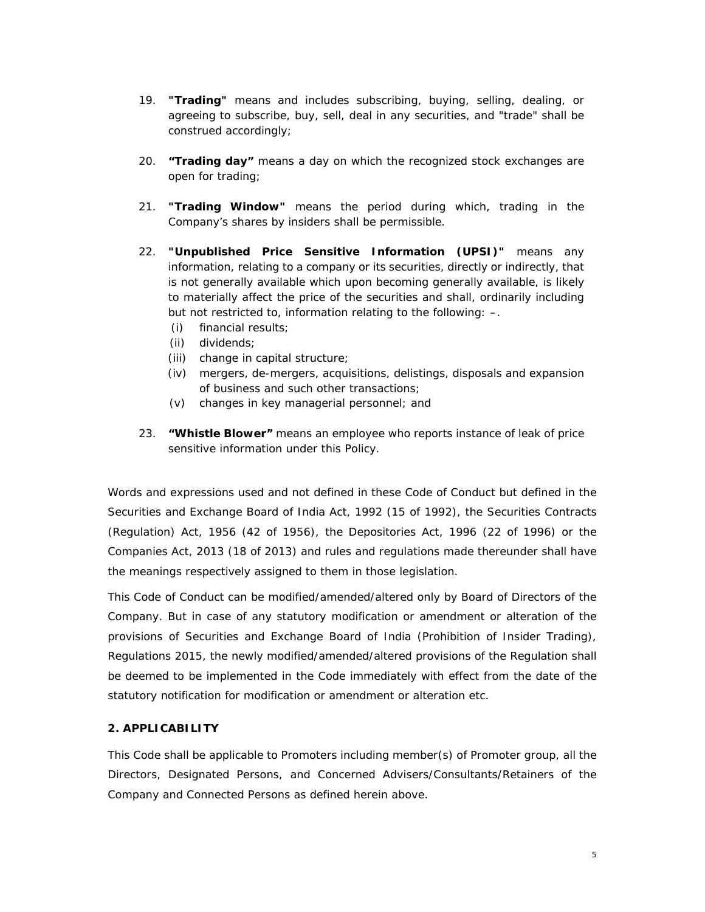19. **"Trading"** means and includes subscribing, buying, selling, dealing, or agreeing to subscribe, buy, sell, deal in any securities, and "trade" shall be construed accordingly;

20. **"Trading day"** means a day on which the recognized stock exchanges are open for trading;

21. **"Trading Window"** means the period during which, trading in the Company's shares by insiders shall be permissible.

22. **"Unpublished Price Sensitive Information (UPSI)"** means any information, relating to a company or its securities, directly or indirectly, that is not generally available which upon becoming generally available, is likely to materially affect the price of the securities and shall, ordinarily including but not restricted to, information relating to the following: –.
    (i) financial results;
    (ii) dividends;
    (iii) change in capital structure;
    (iv) mergers, de-mergers, acquisitions, delistings, disposals and expansion of business and such other transactions;
    (v) changes in key managerial personnel; and

23. **"Whistle Blower"** means an employee who reports instance of leak of price sensitive information under this Policy.

Words and expressions used and not defined in these Code of Conduct but defined in the Securities and Exchange Board of India Act, 1992 (15 of 1992), the Securities Contracts (Regulation) Act, 1956 (42 of 1956), the Depositories Act, 1996 (22 of 1996) or the Companies Act, 2013 (18 of 2013) and rules and regulations made thereunder shall have the meanings respectively assigned to them in those legislation.

This Code of Conduct can be modified/amended/altered only by Board of Directors of the Company. But in case of any statutory modification or amendment or alteration of the provisions of Securities and Exchange Board of India (Prohibition of Insider Trading), Regulations 2015, the newly modified/amended/altered provisions of the Regulation shall be deemed to be implemented in the Code immediately with effect from the date of the statutory notification for modification or amendment or alteration etc.

**2. APPLICABILITY**

This Code shall be applicable to Promoters including member(s) of Promoter group, all the Directors, Designated Persons, and Concerned Advisers/Consultants/Retainers of the Company and Connected Persons as defined herein above.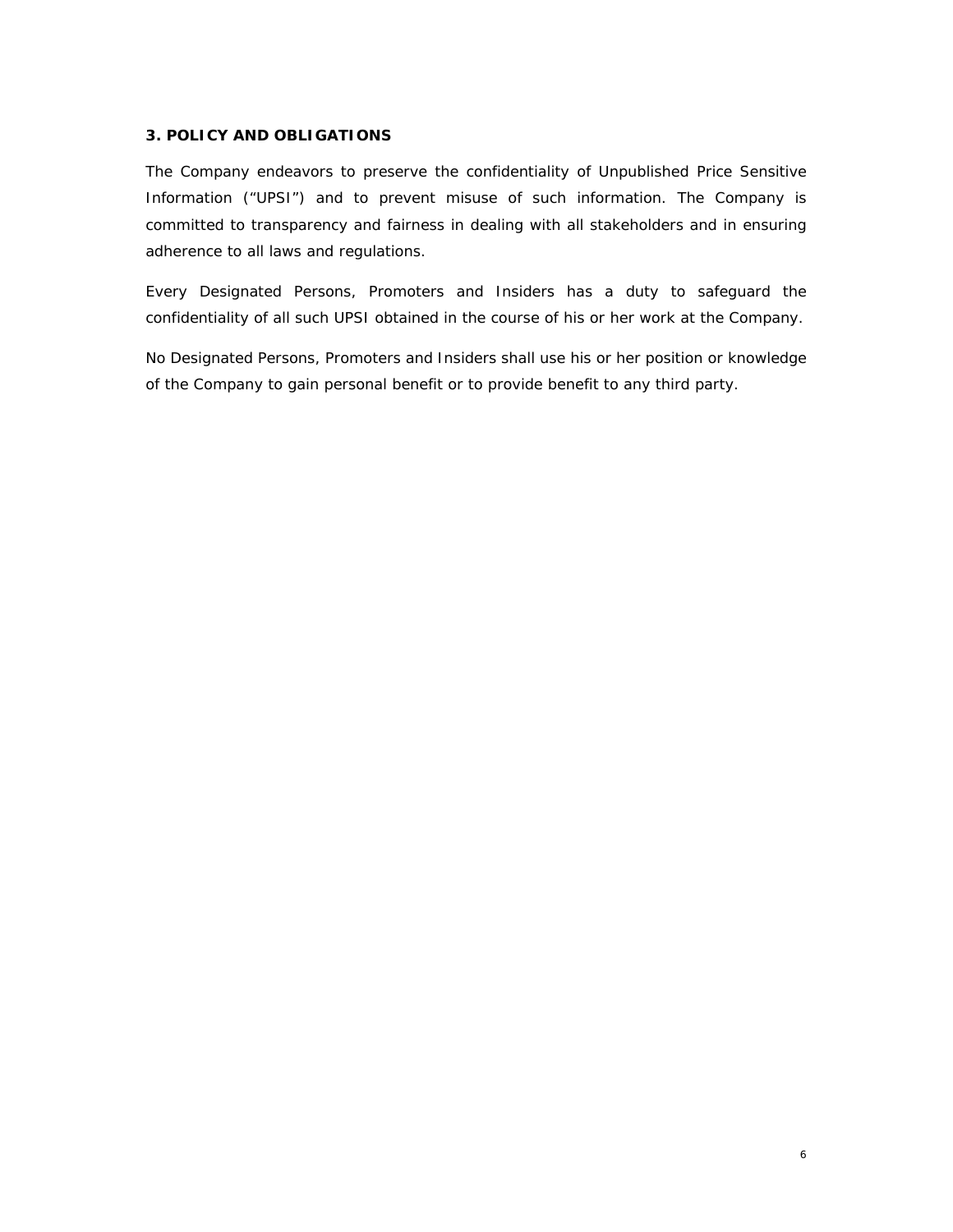### 3. POLICY AND OBLIGATIONS

The Company endeavors to preserve the confidentiality of Unpublished Price Sensitive Information ("UPSI") and to prevent misuse of such information. The Company is committed to transparency and fairness in dealing with all stakeholders and in ensuring adherence to all laws and regulations.

Every Designated Persons, Promoters and Insiders has a duty to safeguard the confidentiality of all such UPSI obtained in the course of his or her work at the Company.

No Designated Persons, Promoters and Insiders shall use his or her position or knowledge of the Company to gain personal benefit or to provide benefit to any third party.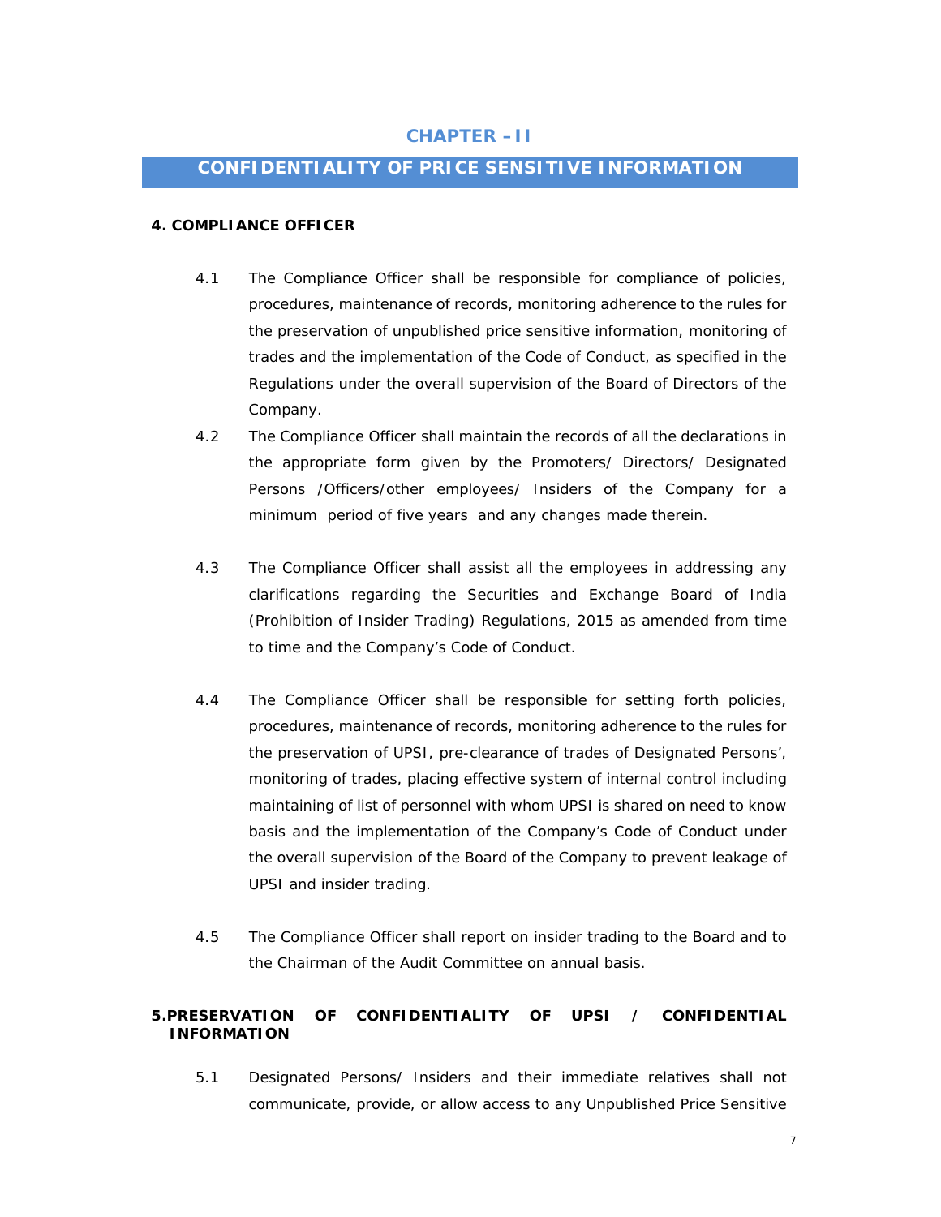# CHAPTER –II

## CONFIDENTIALITY OF PRICE SENSITIVE INFORMATION

**4. COMPLIANCE OFFICER**

4.1 The Compliance Officer shall be responsible for compliance of policies, procedures, maintenance of records, monitoring adherence to the rules for the preservation of unpublished price sensitive information, monitoring of trades and the implementation of the Code of Conduct, as specified in the Regulations under the overall supervision of the Board of Directors of the Company.

4.2 The Compliance Officer shall maintain the records of all the declarations in the appropriate form given by the Promoters/ Directors/ Designated Persons /Officers/other employees/ Insiders of the Company for a minimum period of five years and any changes made therein.

4.3 The Compliance Officer shall assist all the employees in addressing any clarifications regarding the Securities and Exchange Board of India (Prohibition of Insider Trading) Regulations, 2015 as amended from time to time and the Company's Code of Conduct.

4.4 The Compliance Officer shall be responsible for setting forth policies, procedures, maintenance of records, monitoring adherence to the rules for the preservation of UPSI, pre-clearance of trades of Designated Persons', monitoring of trades, placing effective system of internal control including maintaining of list of personnel with whom UPSI is shared on need to know basis and the implementation of the Company's Code of Conduct under the overall supervision of the Board of the Company to prevent leakage of UPSI and insider trading.

4.5 The Compliance Officer shall report on insider trading to the Board and to the Chairman of the Audit Committee on annual basis.

**5.PRESERVATION OF CONFIDENTIALITY OF UPSI / CONFIDENTIAL INFORMATION**

5.1 Designated Persons/ Insiders and their immediate relatives shall not communicate, provide, or allow access to any Unpublished Price Sensitive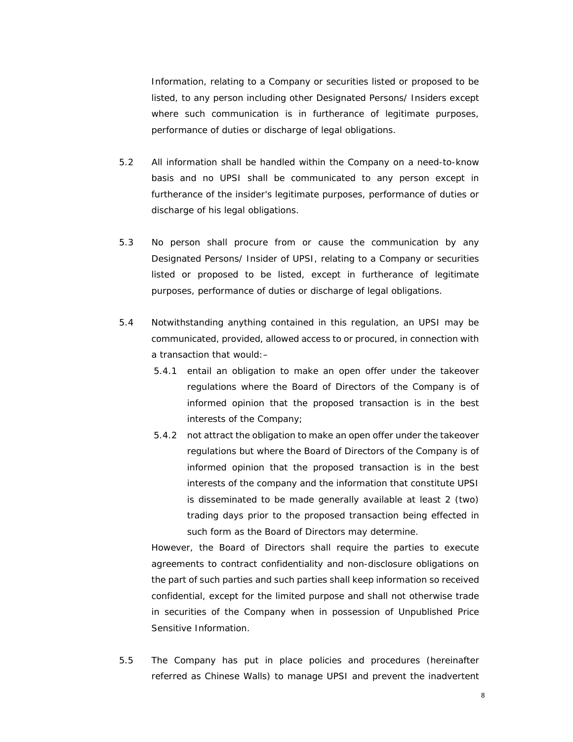Information, relating to a Company or securities listed or proposed to be listed, to any person including other Designated Persons/ Insiders except where such communication is in furtherance of legitimate purposes, performance of duties or discharge of legal obligations.

5.2 All information shall be handled within the Company on a need-to-know basis and no UPSI shall be communicated to any person except in furtherance of the insider's legitimate purposes, performance of duties or discharge of his legal obligations.

5.3 No person shall procure from or cause the communication by any Designated Persons/ Insider of UPSI, relating to a Company or securities listed or proposed to be listed, except in furtherance of legitimate purposes, performance of duties or discharge of legal obligations.

5.4 Notwithstanding anything contained in this regulation, an UPSI may be communicated, provided, allowed access to or procured, in connection with a transaction that would:–

5.4.1 entail an obligation to make an open offer under the takeover regulations where the Board of Directors of the Company is of informed opinion that the proposed transaction is in the best interests of the Company;

5.4.2 not attract the obligation to make an open offer under the takeover regulations but where the Board of Directors of the Company is of informed opinion that the proposed transaction is in the best interests of the company and the information that constitute UPSI is disseminated to be made generally available at least 2 (two) trading days prior to the proposed transaction being effected in such form as the Board of Directors may determine.

However, the Board of Directors shall require the parties to execute agreements to contract confidentiality and non-disclosure obligations on the part of such parties and such parties shall keep information so received confidential, except for the limited purpose and shall not otherwise trade in securities of the Company when in possession of Unpublished Price Sensitive Information.

5.5 The Company has put in place policies and procedures (hereinafter referred as Chinese Walls) to manage UPSI and prevent the inadvertent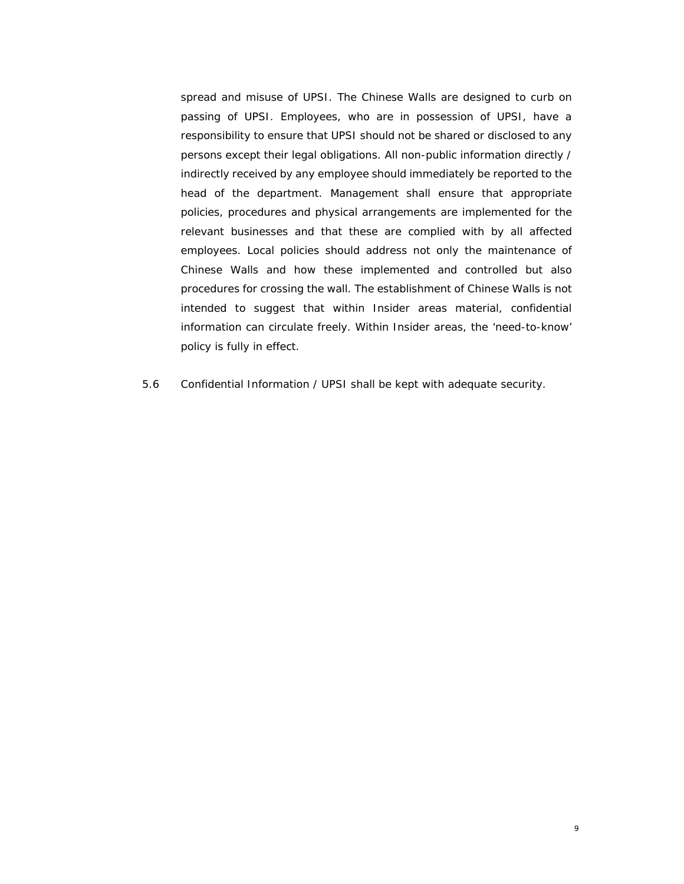spread and misuse of UPSI. The Chinese Walls are designed to curb on passing of UPSI. Employees, who are in possession of UPSI, have a responsibility to ensure that UPSI should not be shared or disclosed to any persons except their legal obligations. All non-public information directly / indirectly received by any employee should immediately be reported to the head of the department. Management shall ensure that appropriate policies, procedures and physical arrangements are implemented for the relevant businesses and that these are complied with by all affected employees. Local policies should address not only the maintenance of Chinese Walls and how these implemented and controlled but also procedures for crossing the wall. The establishment of Chinese Walls is not intended to suggest that within Insider areas material, confidential information can circulate freely. Within Insider areas, the 'need-to-know' policy is fully in effect.

5.6 Confidential Information / UPSI shall be kept with adequate security.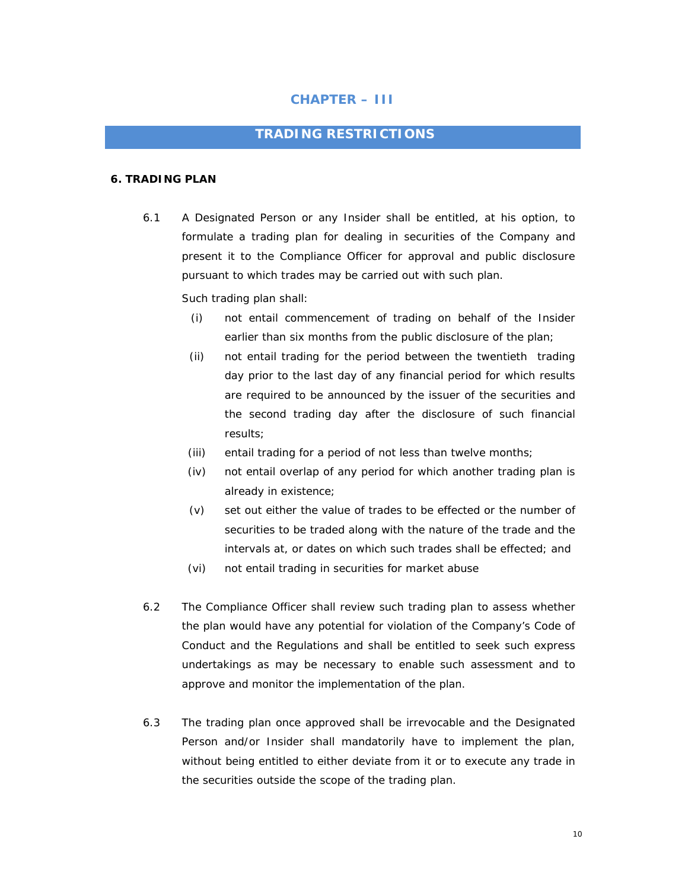# CHAPTER – III

## TRADING RESTRICTIONS

### 6. TRADING PLAN

6.1 A Designated Person or any Insider shall be entitled, at his option, to formulate a trading plan for dealing in securities of the Company and present it to the Compliance Officer for approval and public disclosure pursuant to which trades may be carried out with such plan.

Such trading plan shall:

(i) not entail commencement of trading on behalf of the Insider earlier than six months from the public disclosure of the plan;

(ii) not entail trading for the period between the twentieth trading day prior to the last day of any financial period for which results are required to be announced by the issuer of the securities and the second trading day after the disclosure of such financial results;

(iii) entail trading for a period of not less than twelve months;

(iv) not entail overlap of any period for which another trading plan is already in existence;

(v) set out either the value of trades to be effected or the number of securities to be traded along with the nature of the trade and the intervals at, or dates on which such trades shall be effected; and

(vi) not entail trading in securities for market abuse

6.2 The Compliance Officer shall review such trading plan to assess whether the plan would have any potential for violation of the Company's Code of Conduct and the Regulations and shall be entitled to seek such express undertakings as may be necessary to enable such assessment and to approve and monitor the implementation of the plan.

6.3 The trading plan once approved shall be irrevocable and the Designated Person and/or Insider shall mandatorily have to implement the plan, without being entitled to either deviate from it or to execute any trade in the securities outside the scope of the trading plan.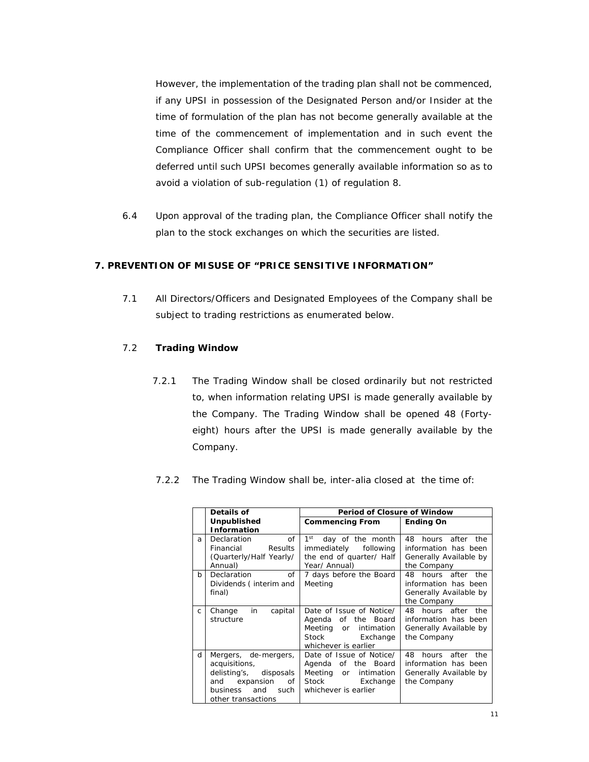However, the implementation of the trading plan shall not be commenced, if any UPSI in possession of the Designated Person and/or Insider at the time of formulation of the plan has not become generally available at the time of the commencement of implementation and in such event the Compliance Officer shall confirm that the commencement ought to be deferred until such UPSI becomes generally available information so as to avoid a violation of sub-regulation (1) of regulation 8.

6.4 Upon approval of the trading plan, the Compliance Officer shall notify the plan to the stock exchanges on which the securities are listed.

## 7. PREVENTION OF MISUSE OF "PRICE SENSITIVE INFORMATION"

7.1 All Directors/Officers and Designated Employees of the Company shall be subject to trading restrictions as enumerated below.

### 7.2 Trading Window

7.2.1 The Trading Window shall be closed ordinarily but not restricted to, when information relating UPSI is made generally available by the Company. The Trading Window shall be opened 48 (Forty-eight) hours after the UPSI is made generally available by the Company.

7.2.2 The Trading Window shall be, inter-alia closed at the time of:

| | **Details of Unpublished Information** | **Period of Closure of Window** | |
|---|---|---|---|
| | | **Commencing From** | **Ending On** |
| a | Declaration of Financial Results (Quarterly/Half Yearly/ Annual) | 1st day of the month immediately following the end of quarter/ Half Year/ Annual) | 48 hours after the information has been Generally Available by the Company |
| b | Declaration of Dividends ( interim and final) | 7 days before the Board Meeting | 48 hours after the information has been Generally Available by the Company |
| c | Change in capital structure | Date of Issue of Notice/ Agenda of the Board Meeting or intimation Stock Exchange whichever is earlier | 48 hours after the information has been Generally Available by the Company |
| d | Mergers, de-mergers, acquisitions, delisting's, disposals and expansion of business and such other transactions | Date of Issue of Notice/ Agenda of the Board Meeting or intimation Stock Exchange whichever is earlier | 48 hours after the information has been Generally Available by the Company |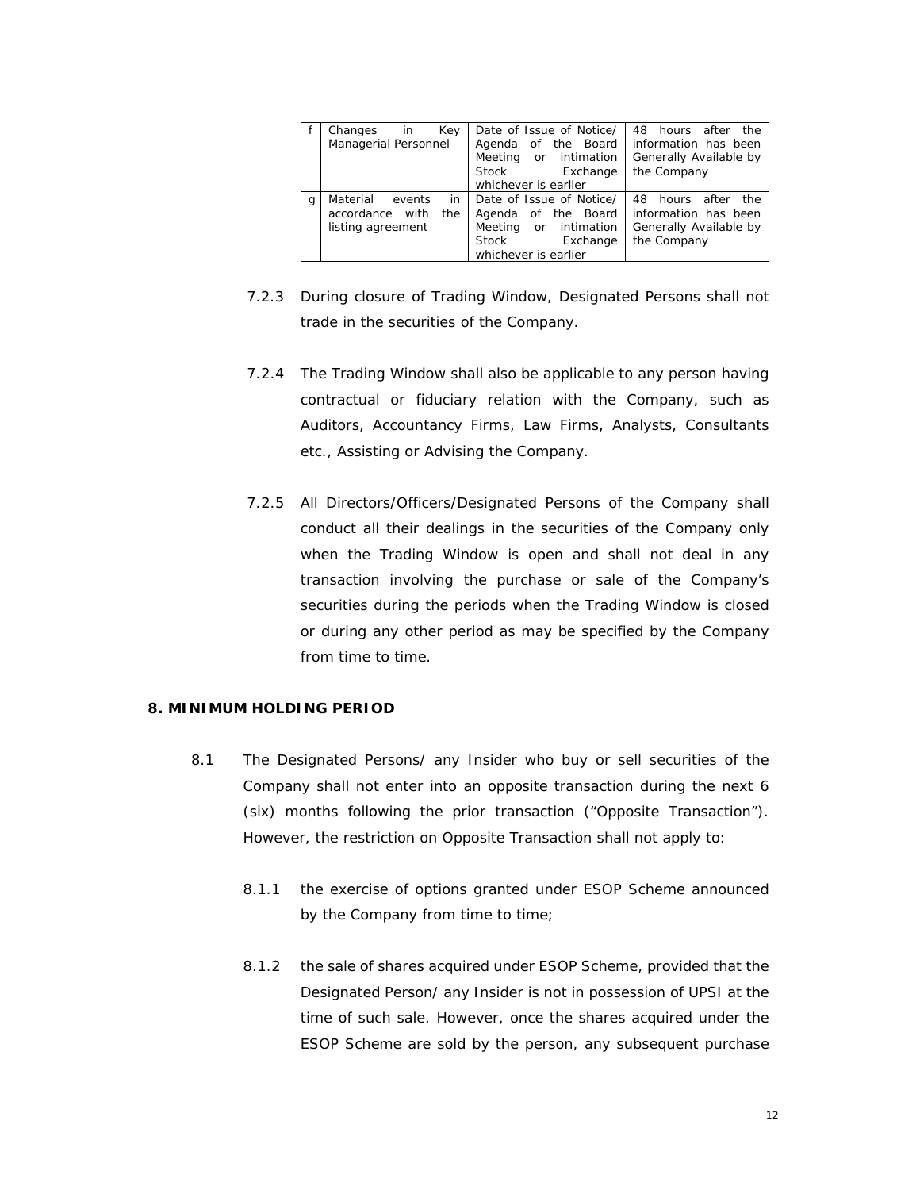| f | Changes in Key Managerial Personnel | Date of Issue of Notice/ Agenda of the Board Meeting or intimation Stock Exchange whichever is earlier | 48 hours after the information has been Generally Available by the Company |
|---|---|---|---|
| g | Material events in accordance with the listing agreement | Date of Issue of Notice/ Agenda of the Board Meeting or intimation Stock Exchange whichever is earlier | 48 hours after the information has been Generally Available by the Company |

7.2.3 During closure of Trading Window, Designated Persons shall not trade in the securities of the Company.

7.2.4 The Trading Window shall also be applicable to any person having contractual or fiduciary relation with the Company, such as Auditors, Accountancy Firms, Law Firms, Analysts, Consultants etc., Assisting or Advising the Company.

7.2.5 All Directors/Officers/Designated Persons of the Company shall conduct all their dealings in the securities of the Company only when the Trading Window is open and shall not deal in any transaction involving the purchase or sale of the Company's securities during the periods when the Trading Window is closed or during any other period as may be specified by the Company from time to time.

**8. MINIMUM HOLDING PERIOD**

8.1 The Designated Persons/ any Insider who buy or sell securities of the Company shall not enter into an opposite transaction during the next 6 (six) months following the prior transaction ("Opposite Transaction"). However, the restriction on Opposite Transaction shall not apply to:

8.1.1 the exercise of options granted under ESOP Scheme announced by the Company from time to time;

8.1.2 the sale of shares acquired under ESOP Scheme, provided that the Designated Person/ any Insider is not in possession of UPSI at the time of such sale. However, once the shares acquired under the ESOP Scheme are sold by the person, any subsequent purchase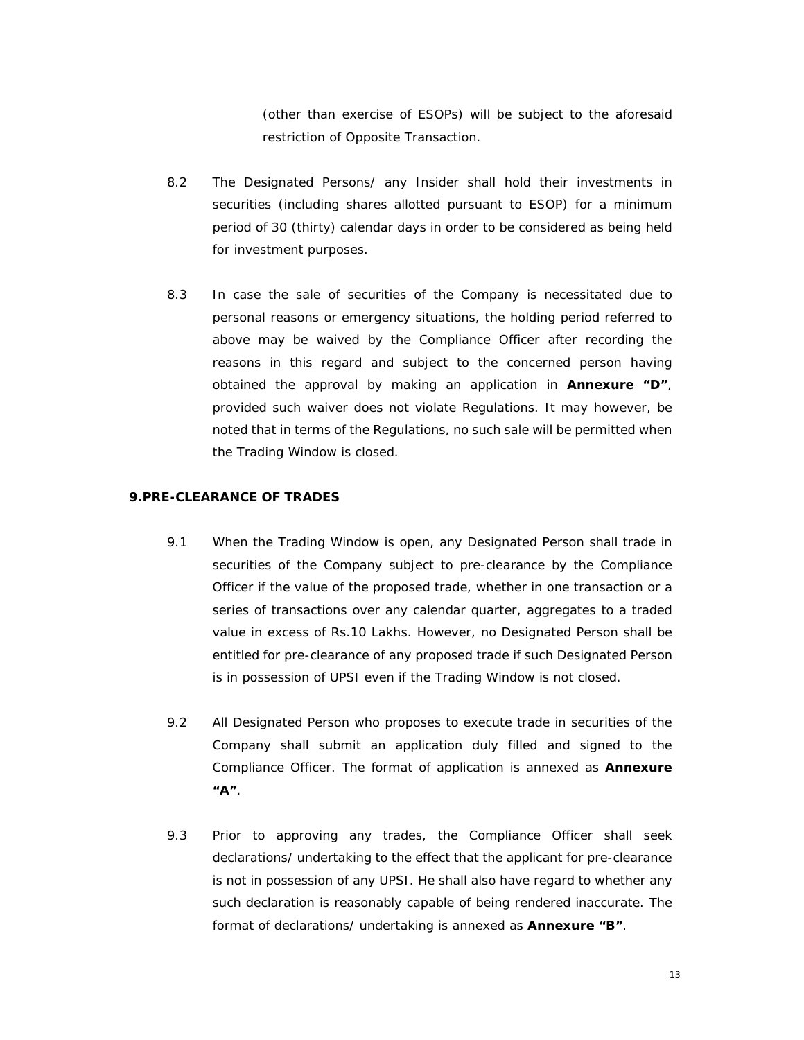(other than exercise of ESOPs) will be subject to the aforesaid restriction of Opposite Transaction.

8.2 The Designated Persons/ any Insider shall hold their investments in securities (including shares allotted pursuant to ESOP) for a minimum period of 30 (thirty) calendar days in order to be considered as being held for investment purposes.

8.3 In case the sale of securities of the Company is necessitated due to personal reasons or emergency situations, the holding period referred to above may be waived by the Compliance Officer after recording the reasons in this regard and subject to the concerned person having obtained the approval by making an application in **Annexure "D"**, provided such waiver does not violate Regulations. It may however, be noted that in terms of the Regulations, no such sale will be permitted when the Trading Window is closed.

## 9.PRE-CLEARANCE OF TRADES

9.1 When the Trading Window is open, any Designated Person shall trade in securities of the Company subject to pre-clearance by the Compliance Officer if the value of the proposed trade, whether in one transaction or a series of transactions over any calendar quarter, aggregates to a traded value in excess of Rs.10 Lakhs. However, no Designated Person shall be entitled for pre-clearance of any proposed trade if such Designated Person is in possession of UPSI even if the Trading Window is not closed.

9.2 All Designated Person who proposes to execute trade in securities of the Company shall submit an application duly filled and signed to the Compliance Officer. The format of application is annexed as **Annexure "A"**.

9.3 Prior to approving any trades, the Compliance Officer shall seek declarations/ undertaking to the effect that the applicant for pre-clearance is not in possession of any UPSI. He shall also have regard to whether any such declaration is reasonably capable of being rendered inaccurate. The format of declarations/ undertaking is annexed as **Annexure "B"**.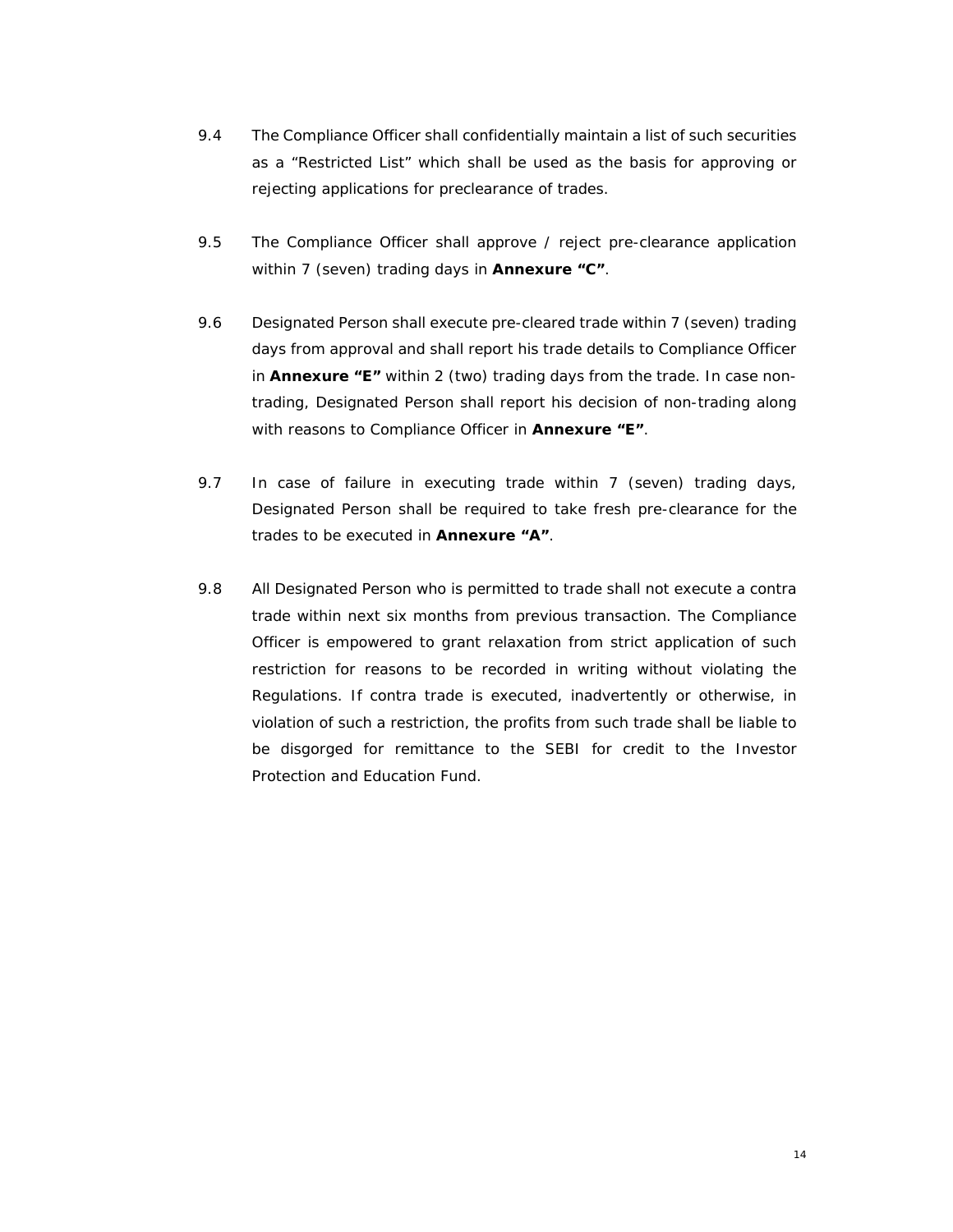9.4 The Compliance Officer shall confidentially maintain a list of such securities as a "Restricted List" which shall be used as the basis for approving or rejecting applications for preclearance of trades.

9.5 The Compliance Officer shall approve / reject pre-clearance application within 7 (seven) trading days in **Annexure "C"**.

9.6 Designated Person shall execute pre-cleared trade within 7 (seven) trading days from approval and shall report his trade details to Compliance Officer in **Annexure "E"** within 2 (two) trading days from the trade. In case non-trading, Designated Person shall report his decision of non-trading along with reasons to Compliance Officer in **Annexure "E"**.

9.7 In case of failure in executing trade within 7 (seven) trading days, Designated Person shall be required to take fresh pre-clearance for the trades to be executed in **Annexure "A"**.

9.8 All Designated Person who is permitted to trade shall not execute a contra trade within next six months from previous transaction. The Compliance Officer is empowered to grant relaxation from strict application of such restriction for reasons to be recorded in writing without violating the Regulations. If contra trade is executed, inadvertently or otherwise, in violation of such a restriction, the profits from such trade shall be liable to be disgorged for remittance to the SEBI for credit to the Investor Protection and Education Fund.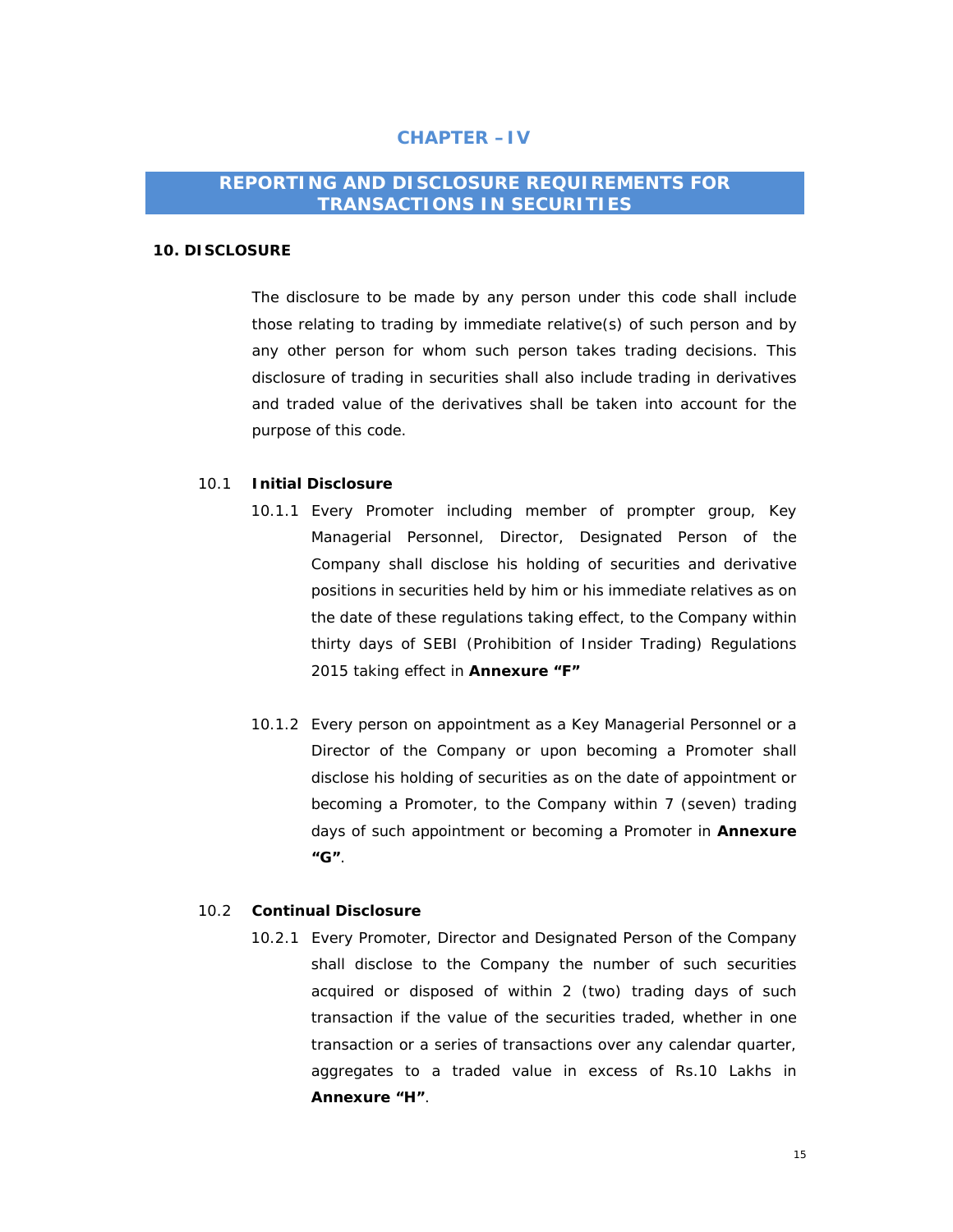# CHAPTER – IV

## REPORTING AND DISCLOSURE REQUIREMENTS FOR TRANSACTIONS IN SECURITIES

### 10. DISCLOSURE

The disclosure to be made by any person under this code shall include those relating to trading by immediate relative(s) of such person and by any other person for whom such person takes trading decisions. This disclosure of trading in securities shall also include trading in derivatives and traded value of the derivatives shall be taken into account for the purpose of this code.

10.1 **Initial Disclosure**

10.1.1 Every Promoter including member of prompter group, Key Managerial Personnel, Director, Designated Person of the Company shall disclose his holding of securities and derivative positions in securities held by him or his immediate relatives as on the date of these regulations taking effect, to the Company within thirty days of SEBI (Prohibition of Insider Trading) Regulations 2015 taking effect in **Annexure "F"**

10.1.2 Every person on appointment as a Key Managerial Personnel or a Director of the Company or upon becoming a Promoter shall disclose his holding of securities as on the date of appointment or becoming a Promoter, to the Company within 7 (seven) trading days of such appointment or becoming a Promoter in **Annexure "G"**.

10.2 **Continual Disclosure**

10.2.1 Every Promoter, Director and Designated Person of the Company shall disclose to the Company the number of such securities acquired or disposed of within 2 (two) trading days of such transaction if the value of the securities traded, whether in one transaction or a series of transactions over any calendar quarter, aggregates to a traded value in excess of Rs.10 Lakhs in **Annexure "H"**.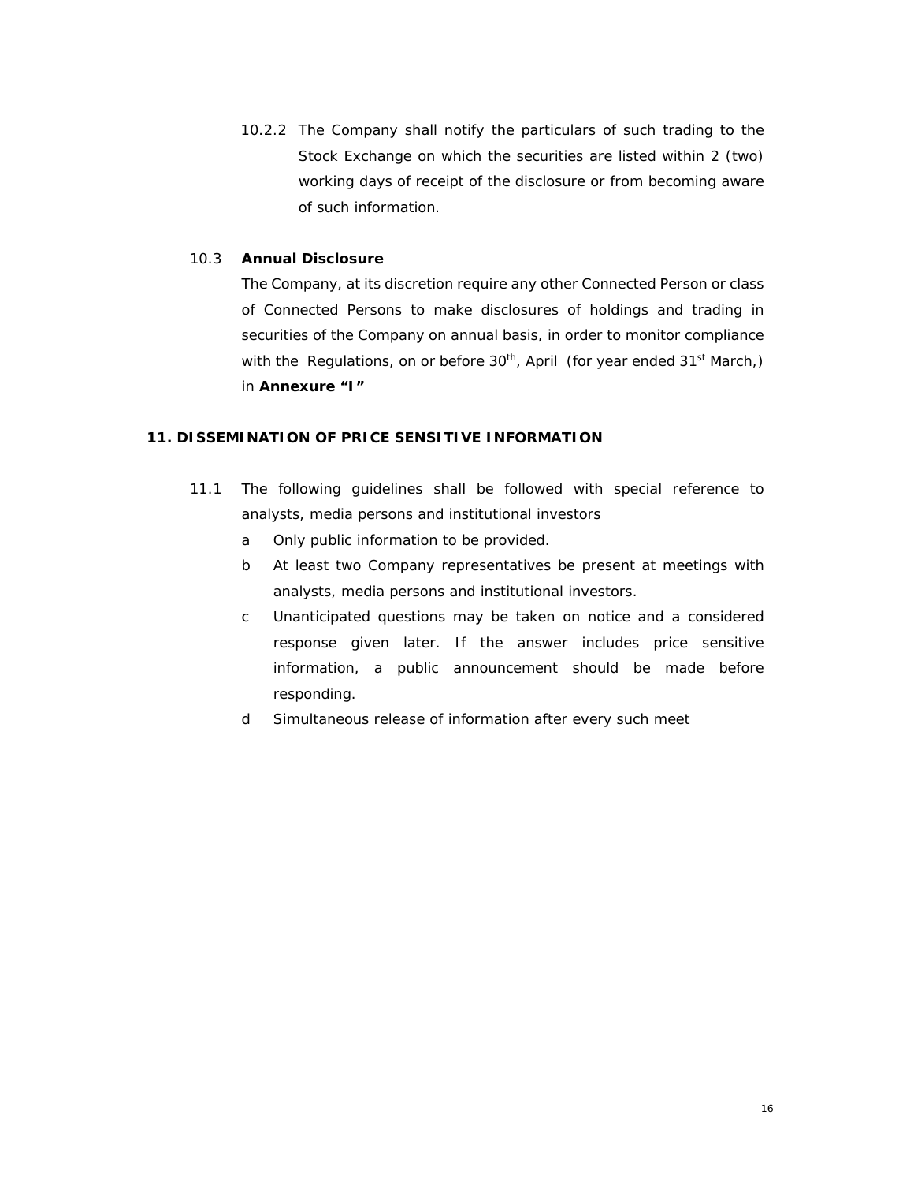10.2.2 The Company shall notify the particulars of such trading to the Stock Exchange on which the securities are listed within 2 (two) working days of receipt of the disclosure or from becoming aware of such information.

10.3 **Annual Disclosure**

The Company, at its discretion require any other Connected Person or class of Connected Persons to make disclosures of holdings and trading in securities of the Company on annual basis, in order to monitor compliance with the Regulations, on or before 30th, April (for year ended 31st March,) in **Annexure "I"**

## 11. DISSEMINATION OF PRICE SENSITIVE INFORMATION

11.1 The following guidelines shall be followed with special reference to analysts, media persons and institutional investors

a Only public information to be provided.

b At least two Company representatives be present at meetings with analysts, media persons and institutional investors.

c Unanticipated questions may be taken on notice and a considered response given later. If the answer includes price sensitive information, a public announcement should be made before responding.

d Simultaneous release of information after every such meet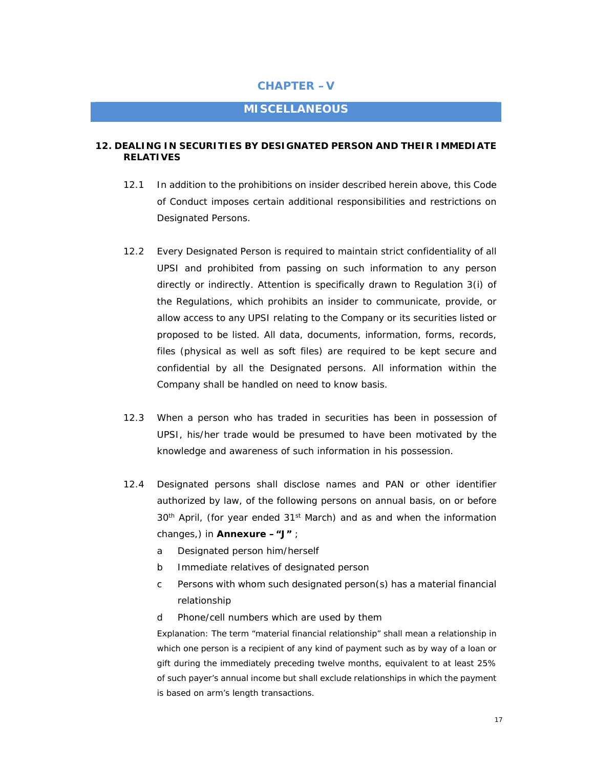# CHAPTER – V

## MISCELLANEOUS

### 12. DEALING IN SECURITIES BY DESIGNATED PERSON AND THEIR IMMEDIATE RELATIVES

12.1 In addition to the prohibitions on insider described herein above, this Code of Conduct imposes certain additional responsibilities and restrictions on Designated Persons.

12.2 Every Designated Person is required to maintain strict confidentiality of all UPSI and prohibited from passing on such information to any person directly or indirectly. Attention is specifically drawn to Regulation 3(i) of the Regulations, which prohibits an insider to communicate, provide, or allow access to any UPSI relating to the Company or its securities listed or proposed to be listed. All data, documents, information, forms, records, files (physical as well as soft files) are required to be kept secure and confidential by all the Designated persons. All information within the Company shall be handled on need to know basis.

12.3 When a person who has traded in securities has been in possession of UPSI, his/her trade would be presumed to have been motivated by the knowledge and awareness of such information in his possession.

12.4 Designated persons shall disclose names and PAN or other identifier authorized by law, of the following persons on annual basis, on or before 30th April, (for year ended 31st March) and as and when the information changes,) in **Annexure – "J"** ;

a Designated person him/herself

b Immediate relatives of designated person

c Persons with whom such designated person(s) has a material financial relationship

d Phone/cell numbers which are used by them

Explanation: The term "material financial relationship" shall mean a relationship in which one person is a recipient of any kind of payment such as by way of a loan or gift during the immediately preceding twelve months, equivalent to at least 25% of such payer's annual income but shall exclude relationships in which the payment is based on arm's length transactions.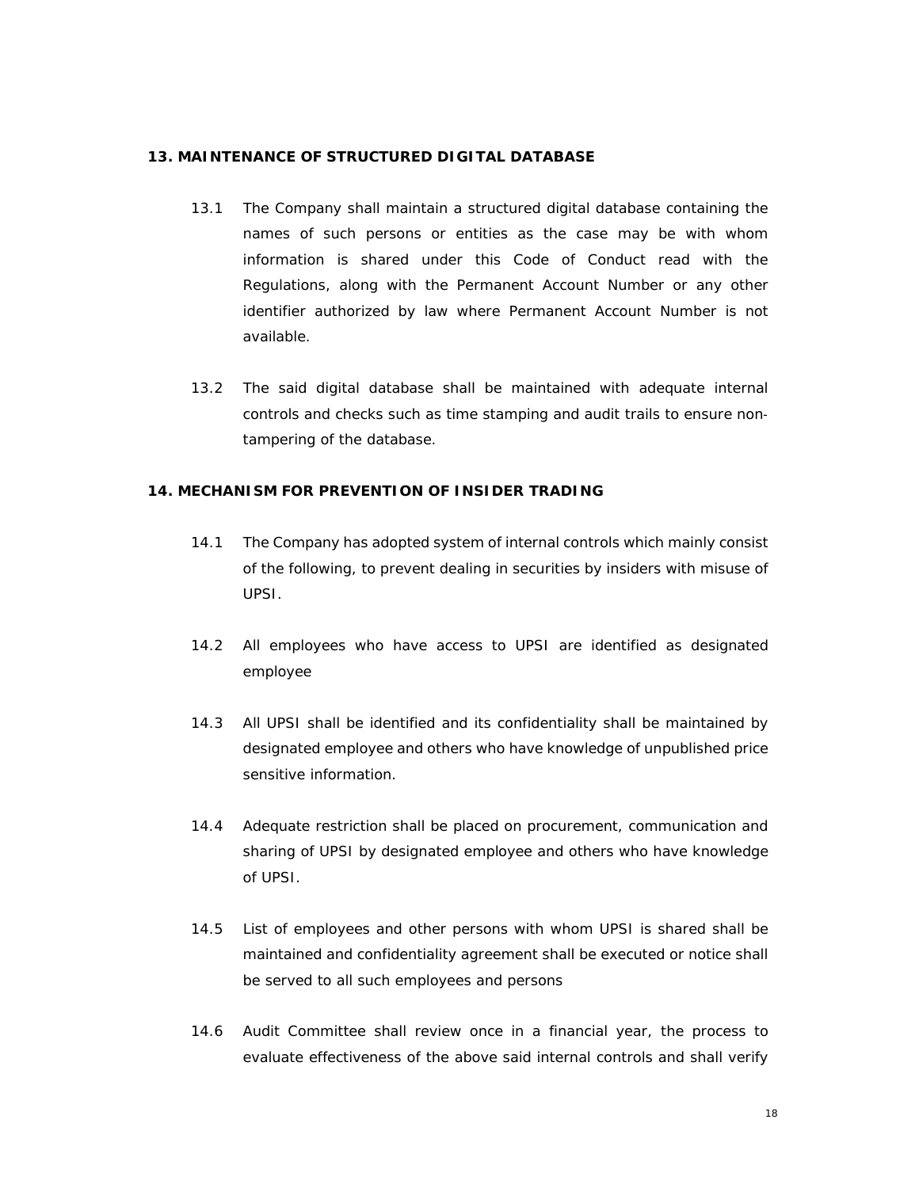## 13. MAINTENANCE OF STRUCTURED DIGITAL DATABASE

13.1 The Company shall maintain a structured digital database containing the names of such persons or entities as the case may be with whom information is shared under this Code of Conduct read with the Regulations, along with the Permanent Account Number or any other identifier authorized by law where Permanent Account Number is not available.

13.2 The said digital database shall be maintained with adequate internal controls and checks such as time stamping and audit trails to ensure non-tampering of the database.

## 14. MECHANISM FOR PREVENTION OF INSIDER TRADING

14.1 The Company has adopted system of internal controls which mainly consist of the following, to prevent dealing in securities by insiders with misuse of UPSI.

14.2 All employees who have access to UPSI are identified as designated employee

14.3 All UPSI shall be identified and its confidentiality shall be maintained by designated employee and others who have knowledge of unpublished price sensitive information.

14.4 Adequate restriction shall be placed on procurement, communication and sharing of UPSI by designated employee and others who have knowledge of UPSI.

14.5 List of employees and other persons with whom UPSI is shared shall be maintained and confidentiality agreement shall be executed or notice shall be served to all such employees and persons

14.6 Audit Committee shall review once in a financial year, the process to evaluate effectiveness of the above said internal controls and shall verify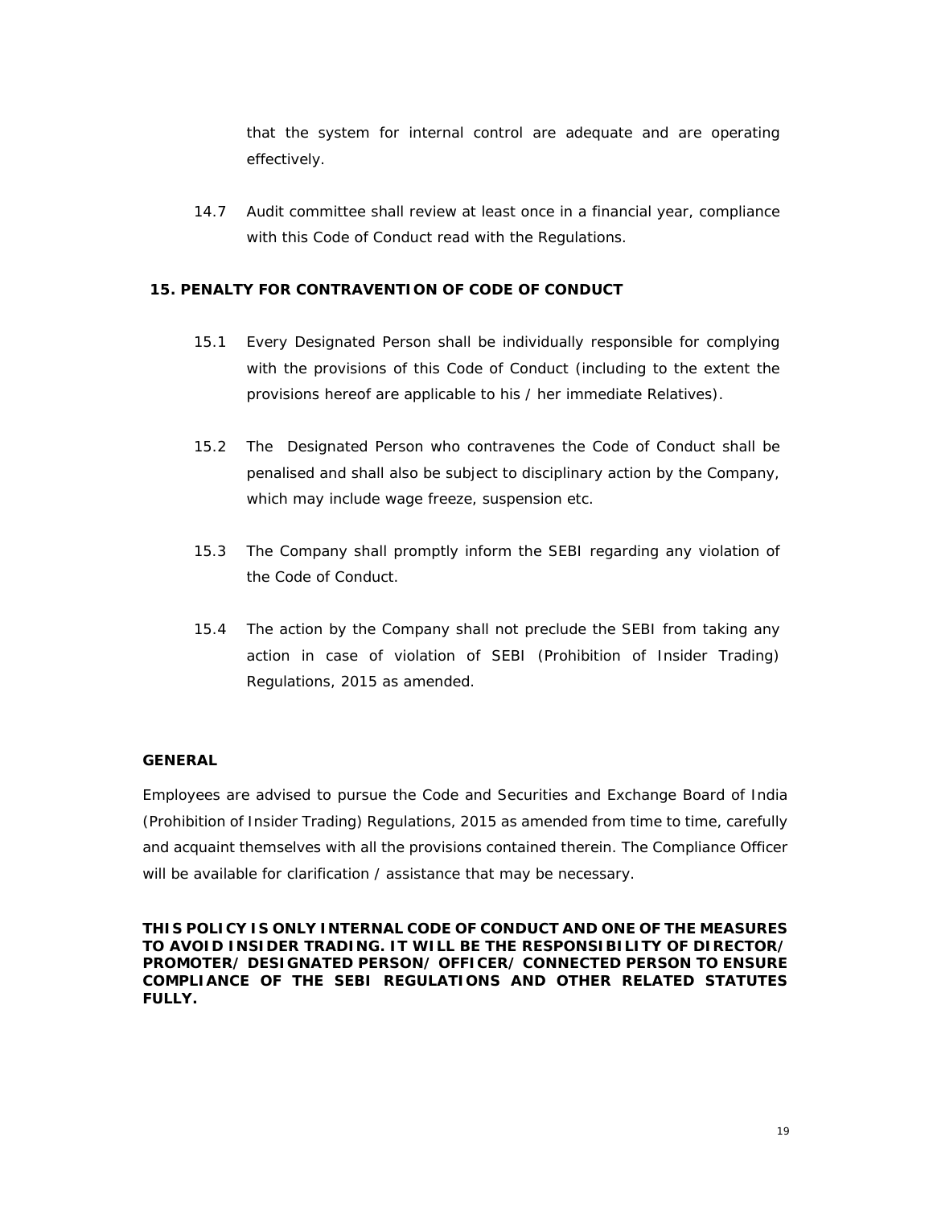that the system for internal control are adequate and are operating effectively.

14.7 Audit committee shall review at least once in a financial year, compliance with this Code of Conduct read with the Regulations.

## 15. PENALTY FOR CONTRAVENTION OF CODE OF CONDUCT

15.1 Every Designated Person shall be individually responsible for complying with the provisions of this Code of Conduct (including to the extent the provisions hereof are applicable to his / her immediate Relatives).

15.2 The Designated Person who contravenes the Code of Conduct shall be penalised and shall also be subject to disciplinary action by the Company, which may include wage freeze, suspension etc.

15.3 The Company shall promptly inform the SEBI regarding any violation of the Code of Conduct.

15.4 The action by the Company shall not preclude the SEBI from taking any action in case of violation of SEBI (Prohibition of Insider Trading) Regulations, 2015 as amended.

## GENERAL

Employees are advised to pursue the Code and Securities and Exchange Board of India (Prohibition of Insider Trading) Regulations, 2015 as amended from time to time, carefully and acquaint themselves with all the provisions contained therein. The Compliance Officer will be available for clarification / assistance that may be necessary.

**THIS POLICY IS ONLY INTERNAL CODE OF CONDUCT AND ONE OF THE MEASURES TO AVOID INSIDER TRADING. IT WILL BE THE RESPONSIBILITY OF DIRECTOR/ PROMOTER/ DESIGNATED PERSON/ OFFICER/ CONNECTED PERSON TO ENSURE COMPLIANCE OF THE SEBI REGULATIONS AND OTHER RELATED STATUTES FULLY.**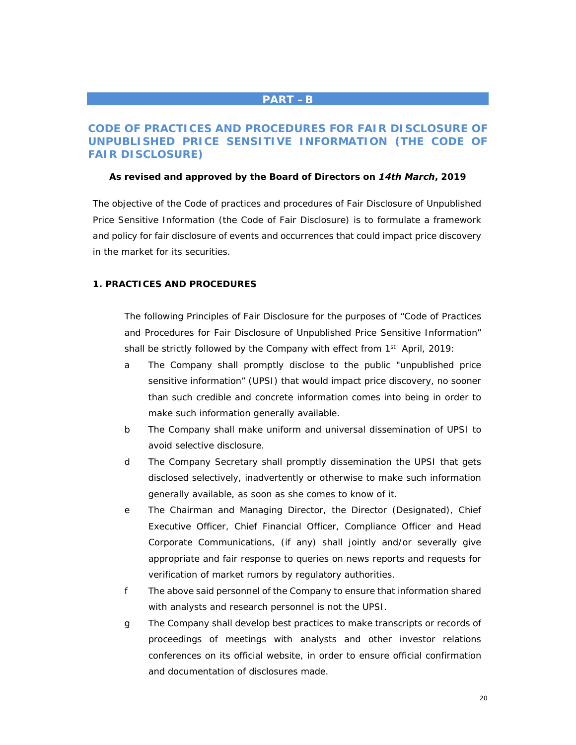## PART – B

## CODE OF PRACTICES AND PROCEDURES FOR FAIR DISCLOSURE OF UNPUBLISHED PRICE SENSITIVE INFORMATION (THE CODE OF FAIR DISCLOSURE)

**As revised and approved by the Board of Directors on *14th March*, 2019**

The objective of the Code of practices and procedures of Fair Disclosure of Unpublished Price Sensitive Information (the Code of Fair Disclosure) is to formulate a framework and policy for fair disclosure of events and occurrences that could impact price discovery in the market for its securities.

### 1. PRACTICES AND PROCEDURES

The following Principles of Fair Disclosure for the purposes of "Code of Practices and Procedures for Fair Disclosure of Unpublished Price Sensitive Information" shall be strictly followed by the Company with effect from 1st April, 2019:

a The Company shall promptly disclose to the public "unpublished price sensitive information" (UPSI) that would impact price discovery, no sooner than such credible and concrete information comes into being in order to make such information generally available.

b The Company shall make uniform and universal dissemination of UPSI to avoid selective disclosure.

d The Company Secretary shall promptly dissemination the UPSI that gets disclosed selectively, inadvertently or otherwise to make such information generally available, as soon as she comes to know of it.

e The Chairman and Managing Director, the Director (Designated), Chief Executive Officer, Chief Financial Officer, Compliance Officer and Head Corporate Communications, (if any) shall jointly and/or severally give appropriate and fair response to queries on news reports and requests for verification of market rumors by regulatory authorities.

f The above said personnel of the Company to ensure that information shared with analysts and research personnel is not the UPSI.

g The Company shall develop best practices to make transcripts or records of proceedings of meetings with analysts and other investor relations conferences on its official website, in order to ensure official confirmation and documentation of disclosures made.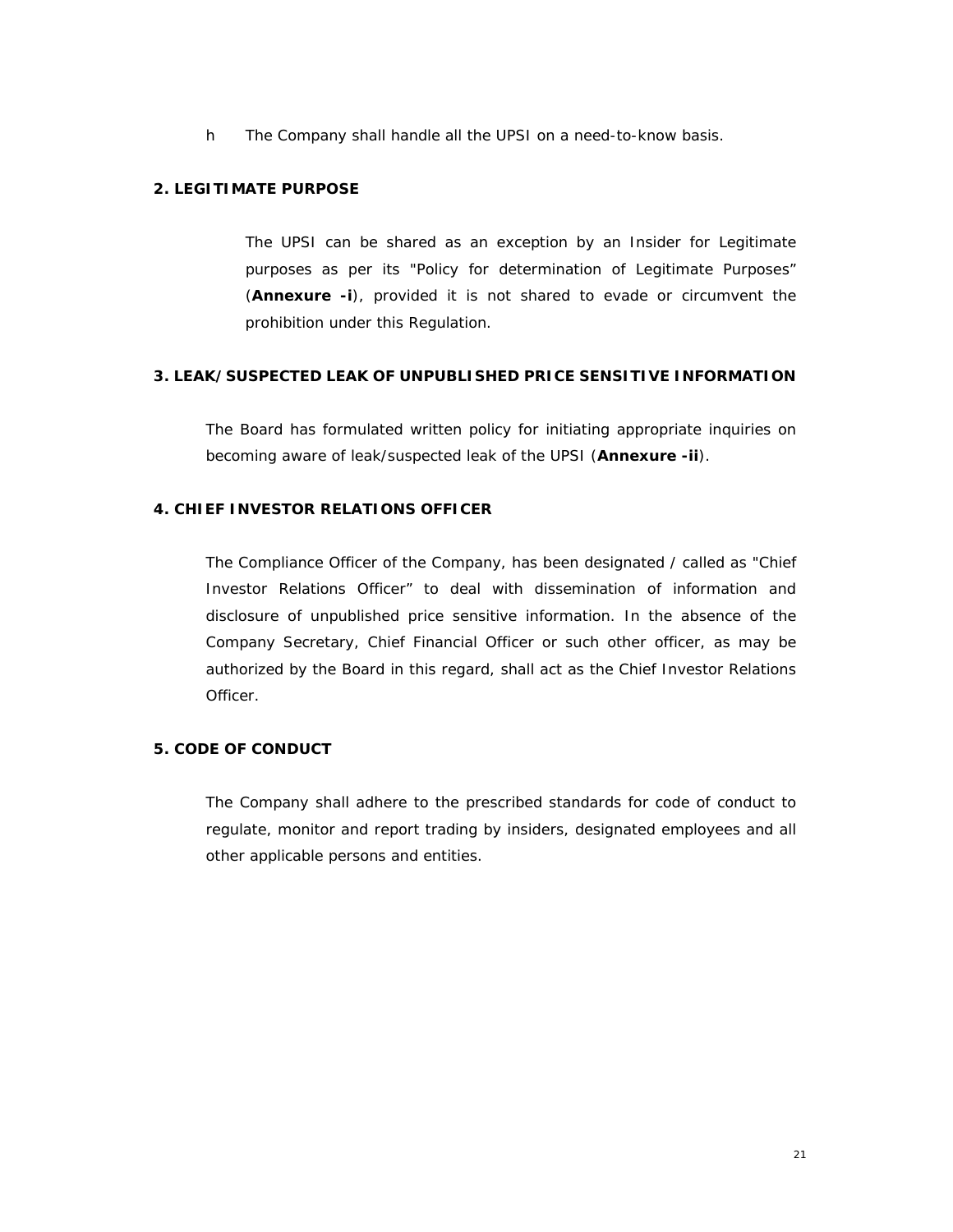h The Company shall handle all the UPSI on a need-to-know basis.

**2. LEGITIMATE PURPOSE**

The UPSI can be shared as an exception by an Insider for Legitimate purposes as per its "Policy for determination of Legitimate Purposes" (**Annexure -i**), provided it is not shared to evade or circumvent the prohibition under this Regulation.

**3. LEAK/SUSPECTED LEAK OF UNPUBLISHED PRICE SENSITIVE INFORMATION**

The Board has formulated written policy for initiating appropriate inquiries on becoming aware of leak/suspected leak of the UPSI (**Annexure -ii**).

**4. CHIEF INVESTOR RELATIONS OFFICER**

The Compliance Officer of the Company, has been designated / called as "Chief Investor Relations Officer" to deal with dissemination of information and disclosure of unpublished price sensitive information. In the absence of the Company Secretary, Chief Financial Officer or such other officer, as may be authorized by the Board in this regard, shall act as the Chief Investor Relations Officer.

**5. CODE OF CONDUCT**

The Company shall adhere to the prescribed standards for code of conduct to regulate, monitor and report trading by insiders, designated employees and all other applicable persons and entities.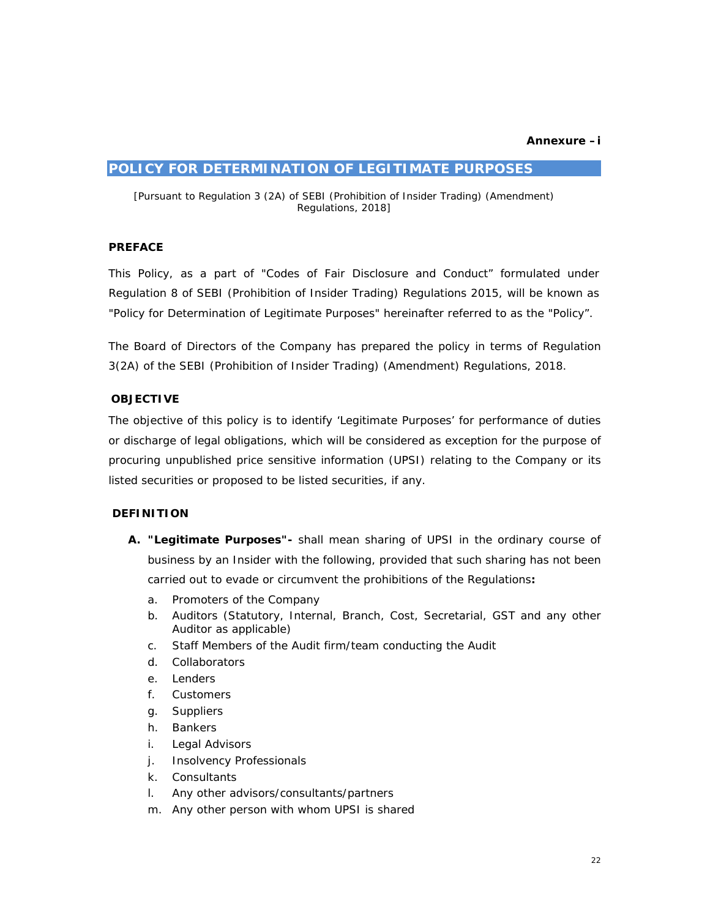**Annexure – i**

## POLICY FOR DETERMINATION OF LEGITIMATE PURPOSES

[Pursuant to Regulation 3 (2A) of SEBI (Prohibition of Insider Trading) (Amendment) Regulations, 2018]

**PREFACE**

This Policy, as a part of "Codes of Fair Disclosure and Conduct" formulated under Regulation 8 of SEBI (Prohibition of Insider Trading) Regulations 2015, will be known as "Policy for Determination of Legitimate Purposes" hereinafter referred to as the "Policy".

The Board of Directors of the Company has prepared the policy in terms of Regulation 3(2A) of the SEBI (Prohibition of Insider Trading) (Amendment) Regulations, 2018.

**OBJECTIVE**

The objective of this policy is to identify 'Legitimate Purposes' for performance of duties or discharge of legal obligations, which will be considered as exception for the purpose of procuring unpublished price sensitive information (UPSI) relating to the Company or its listed securities or proposed to be listed securities, if any.

**DEFINITION**

A. **"Legitimate Purposes"-** shall mean sharing of UPSI in the ordinary course of business by an Insider with the following, provided that such sharing has not been carried out to evade or circumvent the prohibitions of the Regulations**:**

   a. Promoters of the Company
   b. Auditors (Statutory, Internal, Branch, Cost, Secretarial, GST and any other Auditor as applicable)
   c. Staff Members of the Audit firm/team conducting the Audit
   d. Collaborators
   e. Lenders
   f. Customers
   g. Suppliers
   h. Bankers
   i. Legal Advisors
   j. Insolvency Professionals
   k. Consultants
   l. Any other advisors/consultants/partners
   m. Any other person with whom UPSI is shared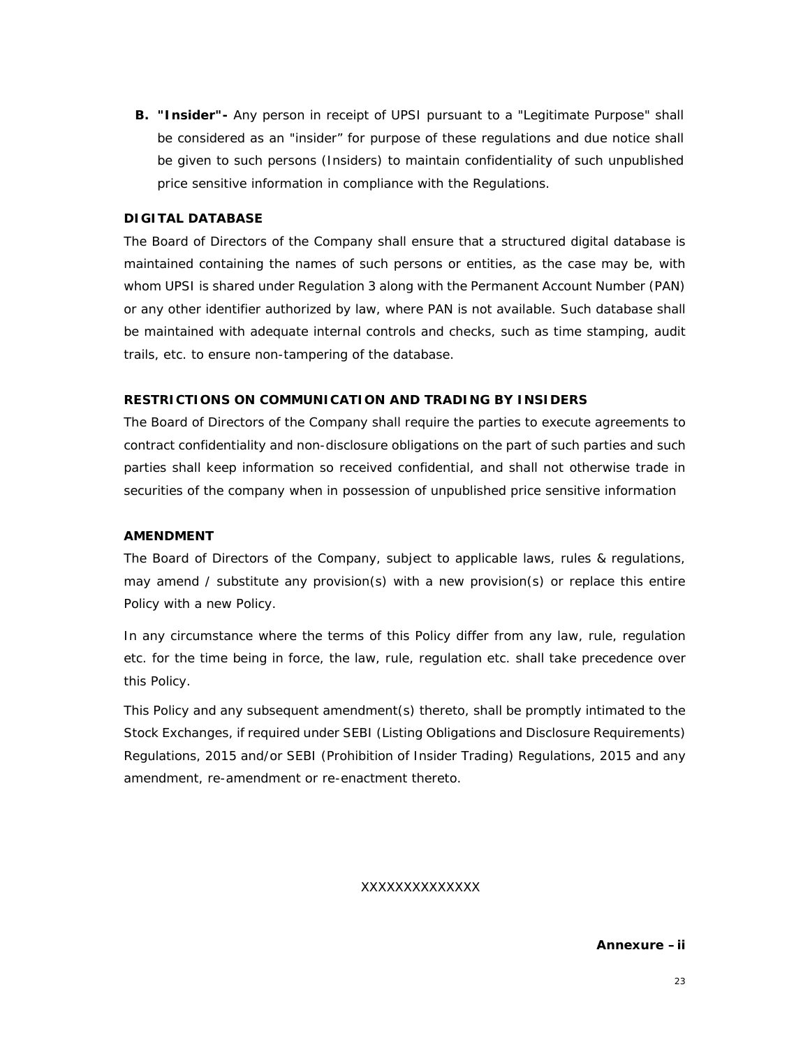**B. "Insider"-** Any person in receipt of UPSI pursuant to a "Legitimate Purpose" shall be considered as an "insider" for purpose of these regulations and due notice shall be given to such persons (Insiders) to maintain confidentiality of such unpublished price sensitive information in compliance with the Regulations.

**DIGITAL DATABASE**

The Board of Directors of the Company shall ensure that a structured digital database is maintained containing the names of such persons or entities, as the case may be, with whom UPSI is shared under Regulation 3 along with the Permanent Account Number (PAN) or any other identifier authorized by law, where PAN is not available. Such database shall be maintained with adequate internal controls and checks, such as time stamping, audit trails, etc. to ensure non-tampering of the database.

**RESTRICTIONS ON COMMUNICATION AND TRADING BY INSIDERS**

The Board of Directors of the Company shall require the parties to execute agreements to contract confidentiality and non-disclosure obligations on the part of such parties and such parties shall keep information so received confidential, and shall not otherwise trade in securities of the company when in possession of unpublished price sensitive information

**AMENDMENT**

The Board of Directors of the Company, subject to applicable laws, rules & regulations, may amend / substitute any provision(s) with a new provision(s) or replace this entire Policy with a new Policy.

In any circumstance where the terms of this Policy differ from any law, rule, regulation etc. for the time being in force, the law, rule, regulation etc. shall take precedence over this Policy.

This Policy and any subsequent amendment(s) thereto, shall be promptly intimated to the Stock Exchanges, if required under SEBI (Listing Obligations and Disclosure Requirements) Regulations, 2015 and/or SEBI (Prohibition of Insider Trading) Regulations, 2015 and any amendment, re-amendment or re-enactment thereto.

XXXXXXXXXXXXXX

**Annexure – ii**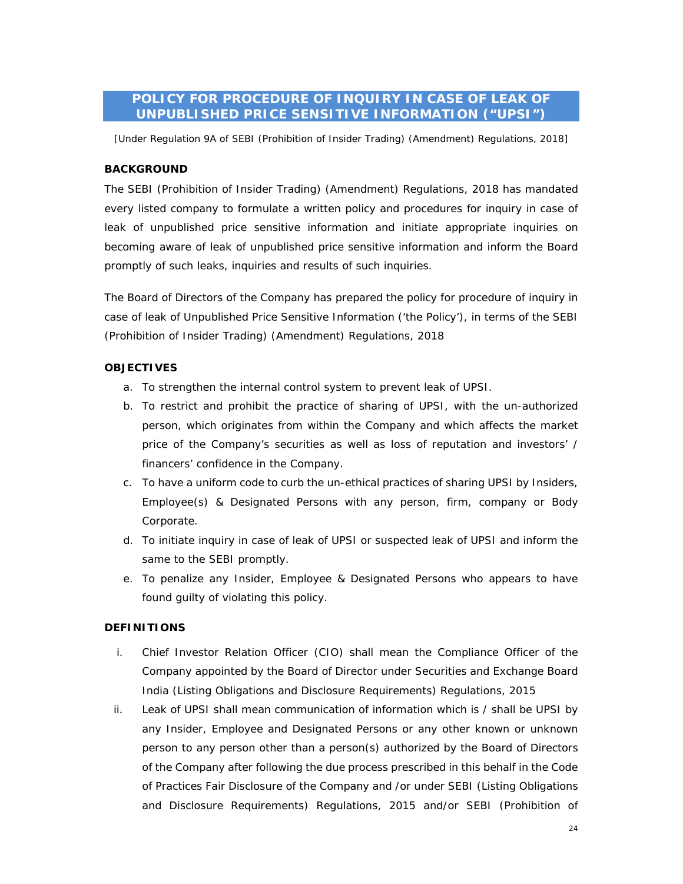# POLICY FOR PROCEDURE OF INQUIRY IN CASE OF LEAK OF UNPUBLISHED PRICE SENSITIVE INFORMATION ("UPSI")

[Under Regulation 9A of SEBI (Prohibition of Insider Trading) (Amendment) Regulations, 2018]

**BACKGROUND**

The SEBI (Prohibition of Insider Trading) (Amendment) Regulations, 2018 has mandated every listed company to formulate a written policy and procedures for inquiry in case of leak of unpublished price sensitive information and initiate appropriate inquiries on becoming aware of leak of unpublished price sensitive information and inform the Board promptly of such leaks, inquiries and results of such inquiries.

The Board of Directors of the Company has prepared the policy for procedure of inquiry in case of leak of Unpublished Price Sensitive Information ('the Policy'), in terms of the SEBI (Prohibition of Insider Trading) (Amendment) Regulations, 2018

**OBJECTIVES**

a. To strengthen the internal control system to prevent leak of UPSI.
b. To restrict and prohibit the practice of sharing of UPSI, with the un-authorized person, which originates from within the Company and which affects the market price of the Company's securities as well as loss of reputation and investors' / financers' confidence in the Company.
c. To have a uniform code to curb the un-ethical practices of sharing UPSI by Insiders, Employee(s) & Designated Persons with any person, firm, company or Body Corporate.
d. To initiate inquiry in case of leak of UPSI or suspected leak of UPSI and inform the same to the SEBI promptly.
e. To penalize any Insider, Employee & Designated Persons who appears to have found guilty of violating this policy.

**DEFINITIONS**

i. Chief Investor Relation Officer (CIO) shall mean the Compliance Officer of the Company appointed by the Board of Director under Securities and Exchange Board India (Listing Obligations and Disclosure Requirements) Regulations, 2015
ii. Leak of UPSI shall mean communication of information which is / shall be UPSI by any Insider, Employee and Designated Persons or any other known or unknown person to any person other than a person(s) authorized by the Board of Directors of the Company after following the due process prescribed in this behalf in the Code of Practices Fair Disclosure of the Company and /or under SEBI (Listing Obligations and Disclosure Requirements) Regulations, 2015 and/or SEBI (Prohibition of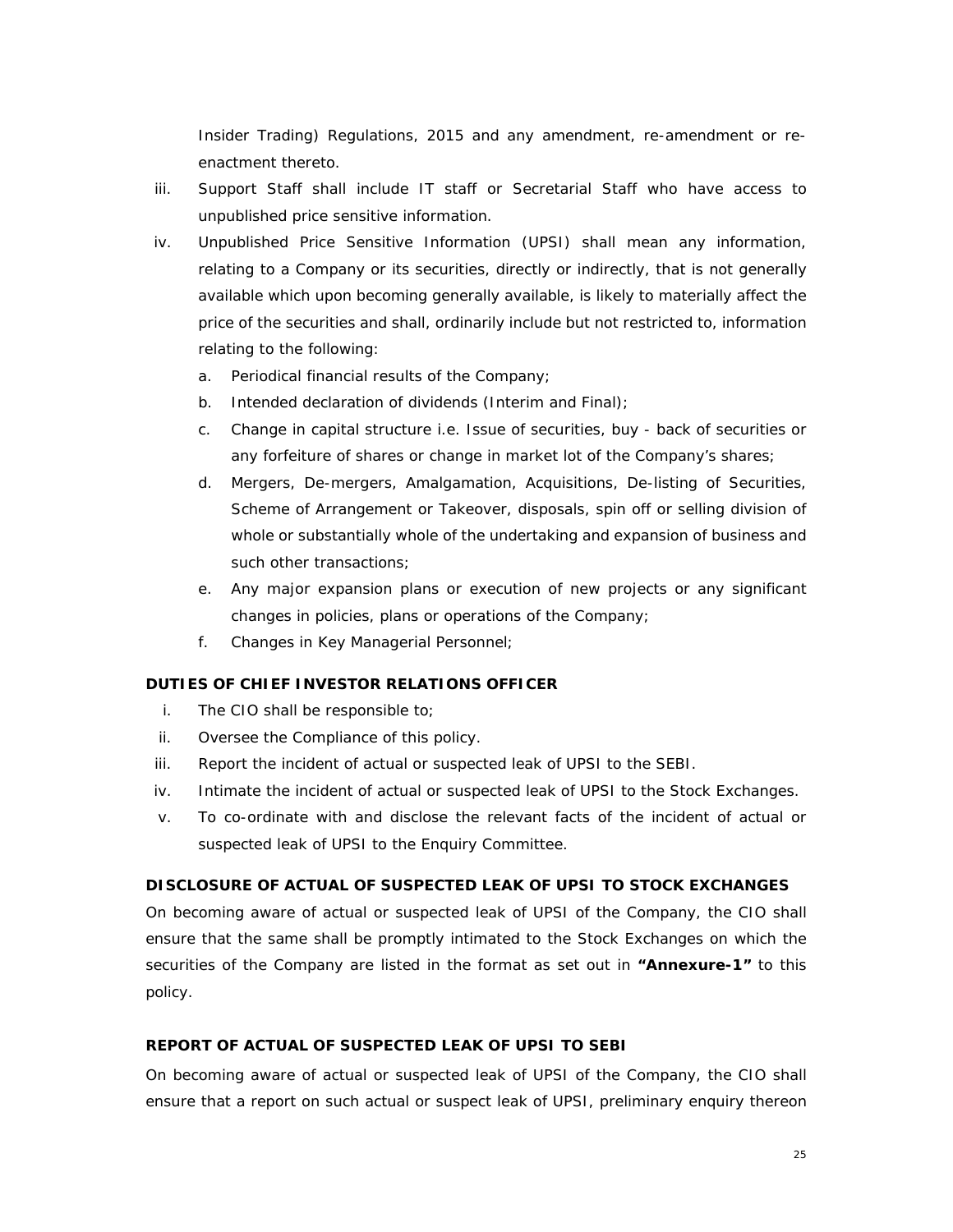Insider Trading) Regulations, 2015 and any amendment, re-amendment or re-enactment thereto.

iii. Support Staff shall include IT staff or Secretarial Staff who have access to unpublished price sensitive information.

iv. Unpublished Price Sensitive Information (UPSI) shall mean any information, relating to a Company or its securities, directly or indirectly, that is not generally available which upon becoming generally available, is likely to materially affect the price of the securities and shall, ordinarily include but not restricted to, information relating to the following:

   a. Periodical financial results of the Company;
   b. Intended declaration of dividends (Interim and Final);
   c. Change in capital structure i.e. Issue of securities, buy - back of securities or any forfeiture of shares or change in market lot of the Company's shares;
   d. Mergers, De-mergers, Amalgamation, Acquisitions, De-listing of Securities, Scheme of Arrangement or Takeover, disposals, spin off or selling division of whole or substantially whole of the undertaking and expansion of business and such other transactions;
   e. Any major expansion plans or execution of new projects or any significant changes in policies, plans or operations of the Company;
   f. Changes in Key Managerial Personnel;

**DUTIES OF CHIEF INVESTOR RELATIONS OFFICER**

i. The CIO shall be responsible to;
ii. Oversee the Compliance of this policy.
iii. Report the incident of actual or suspected leak of UPSI to the SEBI.
iv. Intimate the incident of actual or suspected leak of UPSI to the Stock Exchanges.
v. To co-ordinate with and disclose the relevant facts of the incident of actual or suspected leak of UPSI to the Enquiry Committee.

**DISCLOSURE OF ACTUAL OF SUSPECTED LEAK OF UPSI TO STOCK EXCHANGES**

On becoming aware of actual or suspected leak of UPSI of the Company, the CIO shall ensure that the same shall be promptly intimated to the Stock Exchanges on which the securities of the Company are listed in the format as set out in **"Annexure-1"** to this policy.

**REPORT OF ACTUAL OF SUSPECTED LEAK OF UPSI TO SEBI**

On becoming aware of actual or suspected leak of UPSI of the Company, the CIO shall ensure that a report on such actual or suspect leak of UPSI, preliminary enquiry thereon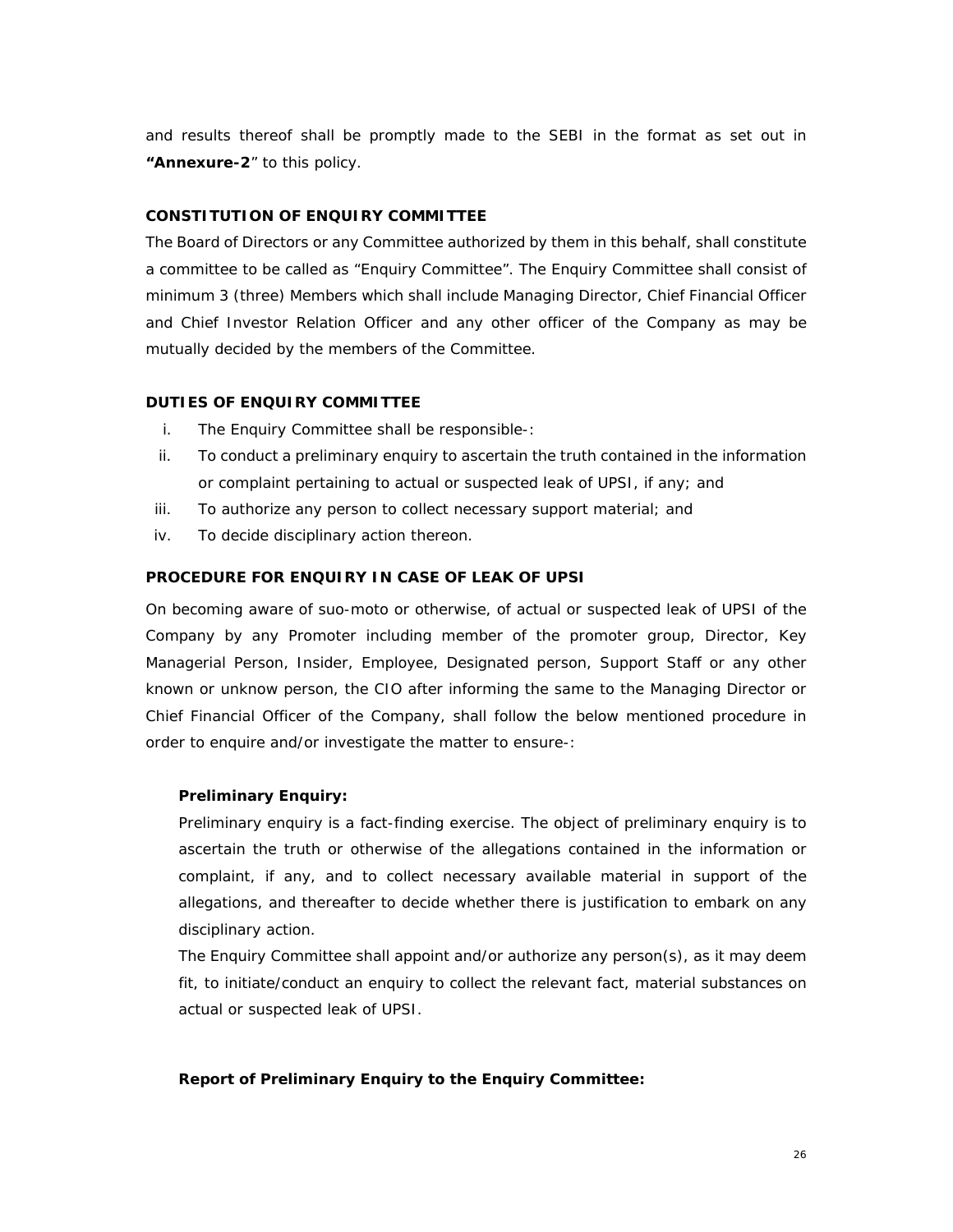and results thereof shall be promptly made to the SEBI in the format as set out in **"Annexure-2"** to this policy.

**CONSTITUTION OF ENQUIRY COMMITTEE**

The Board of Directors or any Committee authorized by them in this behalf, shall constitute a committee to be called as "Enquiry Committee". The Enquiry Committee shall consist of minimum 3 (three) Members which shall include Managing Director, Chief Financial Officer and Chief Investor Relation Officer and any other officer of the Company as may be mutually decided by the members of the Committee.

**DUTIES OF ENQUIRY COMMITTEE**

i. The Enquiry Committee shall be responsible-:
ii. To conduct a preliminary enquiry to ascertain the truth contained in the information or complaint pertaining to actual or suspected leak of UPSI, if any; and
iii. To authorize any person to collect necessary support material; and
iv. To decide disciplinary action thereon.

**PROCEDURE FOR ENQUIRY IN CASE OF LEAK OF UPSI**

On becoming aware of suo-moto or otherwise, of actual or suspected leak of UPSI of the Company by any Promoter including member of the promoter group, Director, Key Managerial Person, Insider, Employee, Designated person, Support Staff or any other known or unknow person, the CIO after informing the same to the Managing Director or Chief Financial Officer of the Company, shall follow the below mentioned procedure in order to enquire and/or investigate the matter to ensure-:

**Preliminary Enquiry:**

Preliminary enquiry is a fact-finding exercise. The object of preliminary enquiry is to ascertain the truth or otherwise of the allegations contained in the information or complaint, if any, and to collect necessary available material in support of the allegations, and thereafter to decide whether there is justification to embark on any disciplinary action.

The Enquiry Committee shall appoint and/or authorize any person(s), as it may deem fit, to initiate/conduct an enquiry to collect the relevant fact, material substances on actual or suspected leak of UPSI.

**Report of Preliminary Enquiry to the Enquiry Committee:**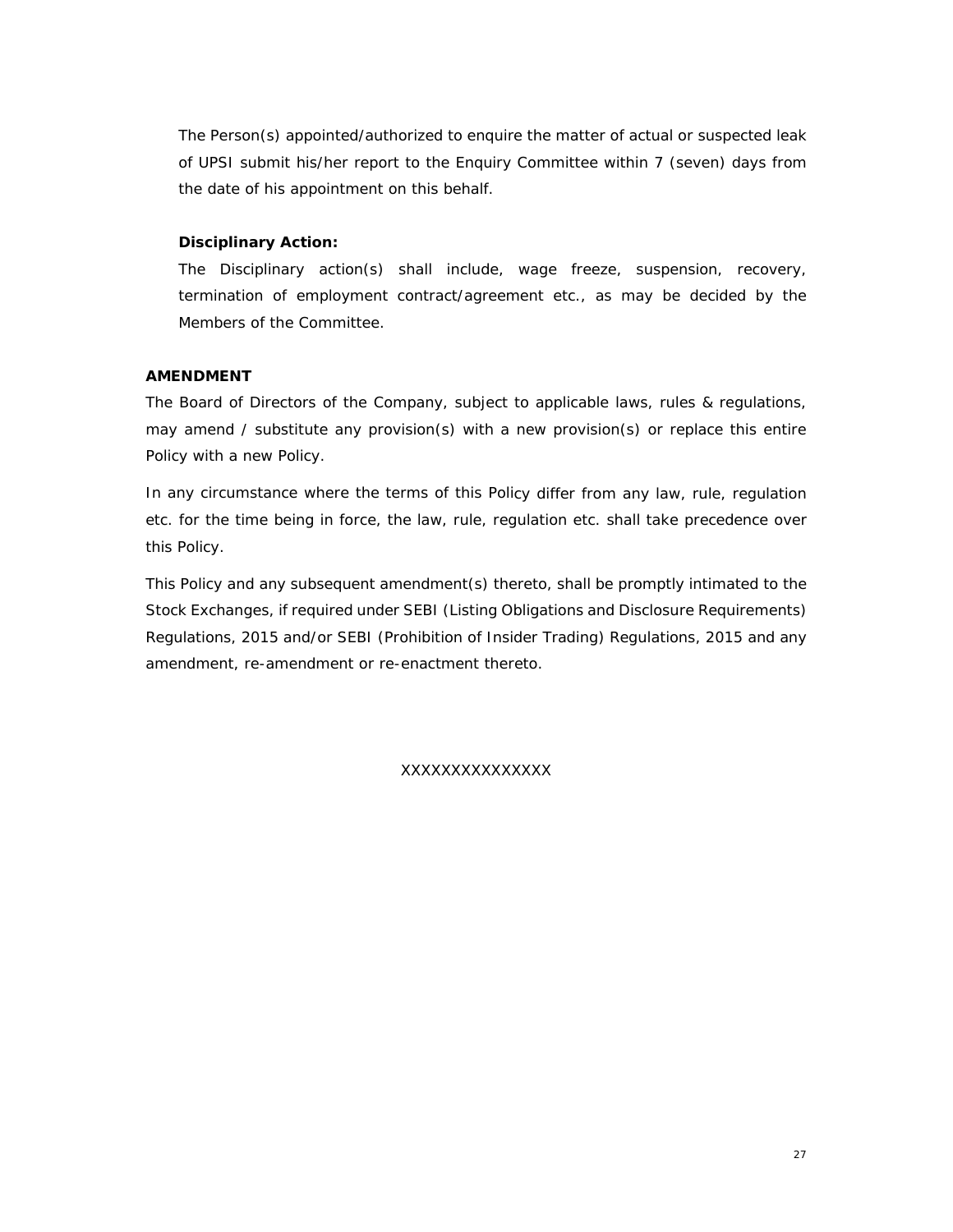The Person(s) appointed/authorized to enquire the matter of actual or suspected leak of UPSI submit his/her report to the Enquiry Committee within 7 (seven) days from the date of his appointment on this behalf.

**Disciplinary Action:**

The Disciplinary action(s) shall include, wage freeze, suspension, recovery, termination of employment contract/agreement etc., as may be decided by the Members of the Committee.

**AMENDMENT**

The Board of Directors of the Company, subject to applicable laws, rules & regulations, may amend / substitute any provision(s) with a new provision(s) or replace this entire Policy with a new Policy.

In any circumstance where the terms of this Policy differ from any law, rule, regulation etc. for the time being in force, the law, rule, regulation etc. shall take precedence over this Policy.

This Policy and any subsequent amendment(s) thereto, shall be promptly intimated to the Stock Exchanges, if required under SEBI (Listing Obligations and Disclosure Requirements) Regulations, 2015 and/or SEBI (Prohibition of Insider Trading) Regulations, 2015 and any amendment, re-amendment or re-enactment thereto.

XXXXXXXXXXXXXXX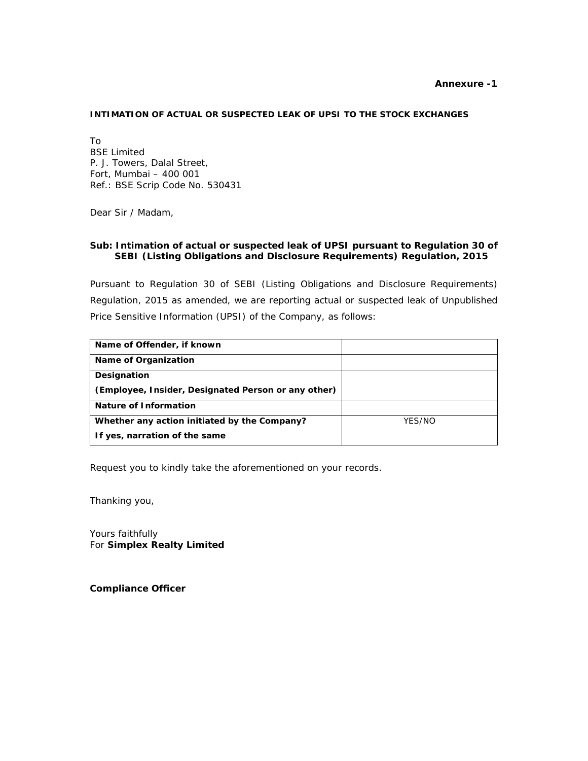**Annexure -1**

**INTIMATION OF ACTUAL OR SUSPECTED LEAK OF UPSI TO THE STOCK EXCHANGES**

To
BSE Limited
P. J. Towers, Dalal Street,
Fort, Mumbai – 400 001
Ref.: BSE Scrip Code No. 530431

Dear Sir / Madam,

**Sub: Intimation of actual or suspected leak of UPSI pursuant to Regulation 30 of SEBI (Listing Obligations and Disclosure Requirements) Regulation, 2015**

Pursuant to Regulation 30 of SEBI (Listing Obligations and Disclosure Requirements) Regulation, 2015 as amended, we are reporting actual or suspected leak of Unpublished Price Sensitive Information (UPSI) of the Company, as follows:

| | |
|---|---|
| **Name of Offender, if known** | |
| **Name of Organization** | |
| **Designation**<br>**(Employee, Insider, Designated Person or any other)** | |
| **Nature of Information** | |
| **Whether any action initiated by the Company?**<br>**If yes, narration of the same** | YES/NO |

Request you to kindly take the aforementioned on your records.

Thanking you,

Yours faithfully
For **Simplex Realty Limited**

**Compliance Officer**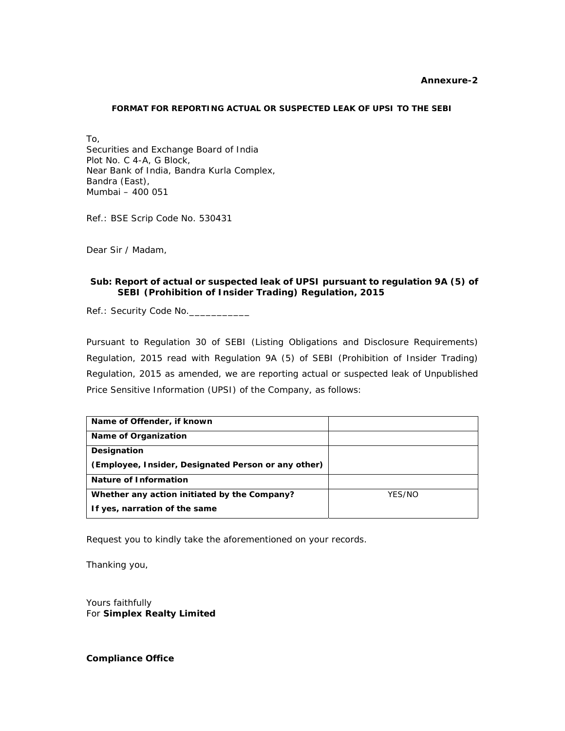**Annexure-2**

**FORMAT FOR REPORTING ACTUAL OR SUSPECTED LEAK OF UPSI TO THE SEBI**

To,
Securities and Exchange Board of India
Plot No. C 4-A, G Block,
Near Bank of India, Bandra Kurla Complex,
Bandra (East),
Mumbai – 400 051

Ref.: BSE Scrip Code No. 530431

Dear Sir / Madam,

**Sub: Report of actual or suspected leak of UPSI pursuant to regulation 9A (5) of SEBI (Prohibition of Insider Trading) Regulation, 2015**

Ref.: Security Code No.___________

Pursuant to Regulation 30 of SEBI (Listing Obligations and Disclosure Requirements) Regulation, 2015 read with Regulation 9A (5) of SEBI (Prohibition of Insider Trading) Regulation, 2015 as amended, we are reporting actual or suspected leak of Unpublished Price Sensitive Information (UPSI) of the Company, as follows:

| | |
|---|---|
| **Name of Offender, if known** | |
| **Name of Organization** | |
| **Designation**<br>**(Employee, Insider, Designated Person or any other)** | |
| **Nature of Information** | |
| **Whether any action initiated by the Company?**<br>**If yes, narration of the same** | YES/NO |

Request you to kindly take the aforementioned on your records.

Thanking you,

Yours faithfully
For **Simplex Realty Limited**

**Compliance Office**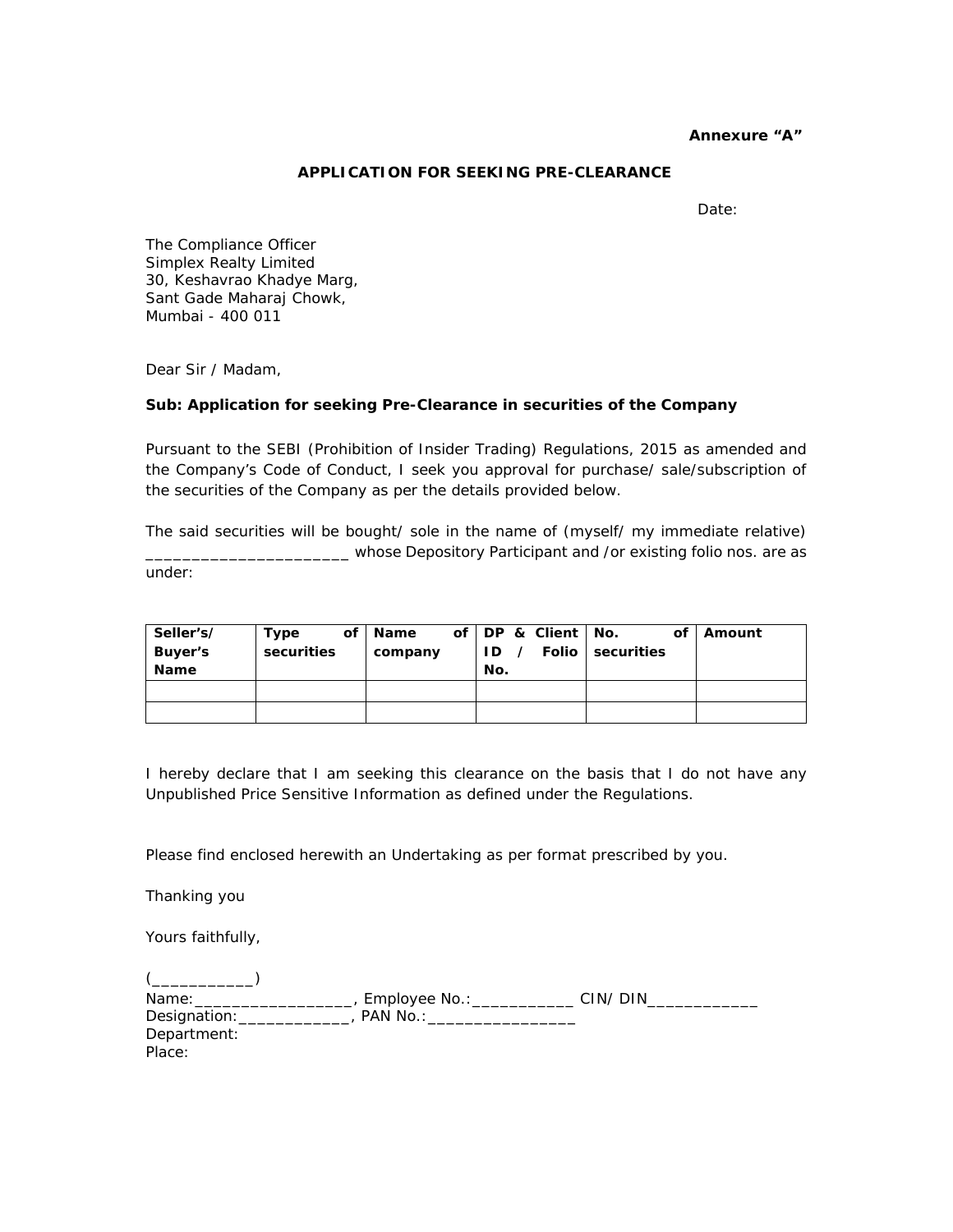**Annexure "A"**

**APPLICATION FOR SEEKING PRE-CLEARANCE**

Date:

The Compliance Officer
Simplex Realty Limited
30, Keshavrao Khadye Marg,
Sant Gade Maharaj Chowk,
Mumbai - 400 011

Dear Sir / Madam,

**Sub: Application for seeking Pre-Clearance in securities of the Company**

Pursuant to the SEBI (Prohibition of Insider Trading) Regulations, 2015 as amended and the Company's Code of Conduct, I seek you approval for purchase/ sale/subscription of the securities of the Company as per the details provided below.

The said securities will be bought/ sole in the name of (myself/ my immediate relative) ______________________ whose Depository Participant and /or existing folio nos. are as under:

| Seller's/ Buyer's Name | Type of securities | Name of company | DP & Client ID / Folio No. | No. of securities | Amount |
|---|---|---|---|---|---|
| | | | | | |
| | | | | | |

I hereby declare that I am seeking this clearance on the basis that I do not have any Unpublished Price Sensitive Information as defined under the Regulations.

Please find enclosed herewith an Undertaking as per format prescribed by you.

Thanking you

Yours faithfully,

(___________)
Name:_________________, Employee No.:___________ CIN/ DIN____________
Designation:____________, PAN No.:________________
Department:
Place: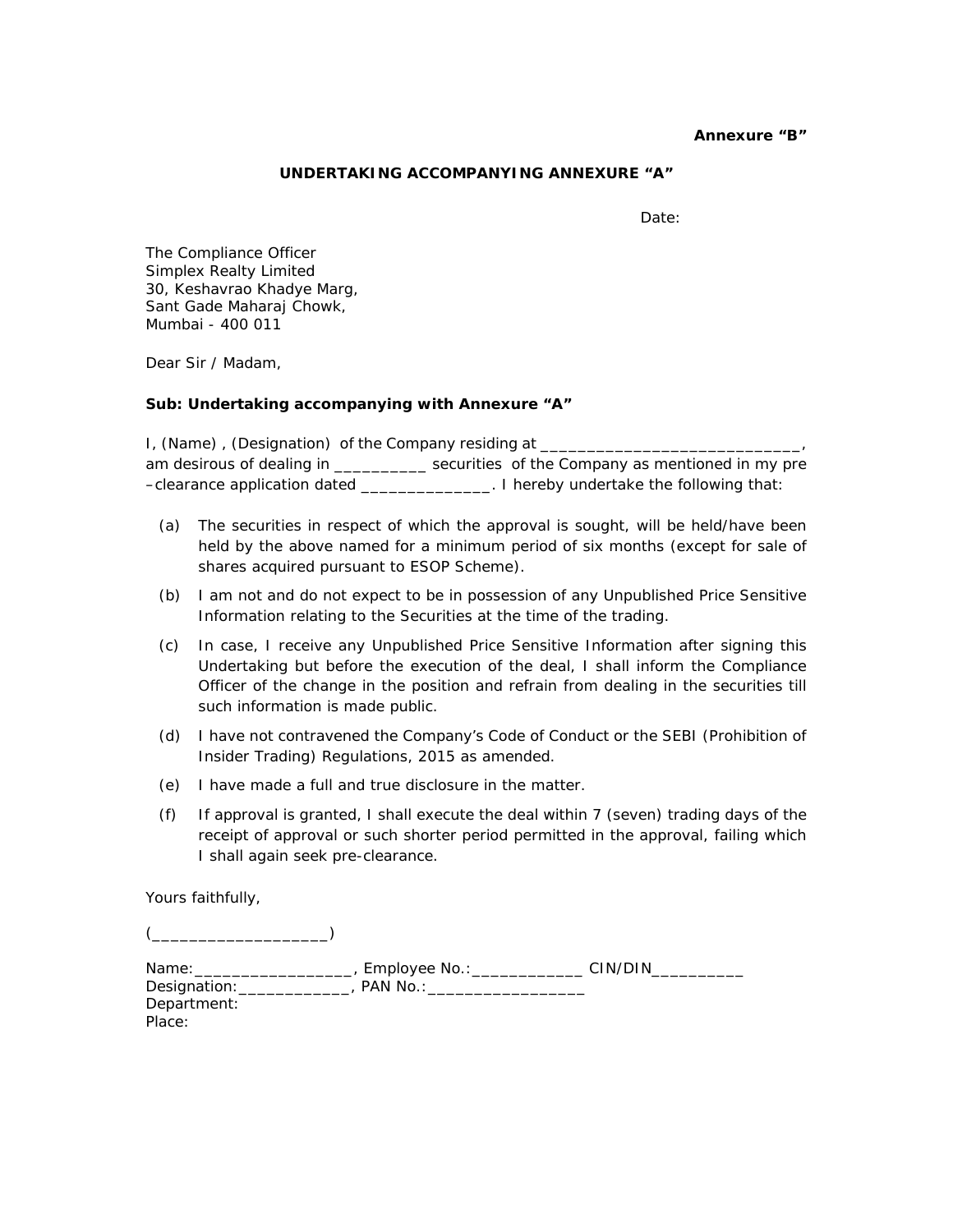**Annexure "B"**

**UNDERTAKING ACCOMPANYING ANNEXURE "A"**

Date:

The Compliance Officer
Simplex Realty Limited
30, Keshavrao Khadye Marg,
Sant Gade Maharaj Chowk,
Mumbai - 400 011

Dear Sir / Madam,

**Sub: Undertaking accompanying with Annexure "A"**

I, (Name) , (Designation) of the Company residing at ____________________________, am desirous of dealing in __________ securities of the Company as mentioned in my pre –clearance application dated ______________. I hereby undertake the following that:

(a) The securities in respect of which the approval is sought, will be held/have been held by the above named for a minimum period of six months (except for sale of shares acquired pursuant to ESOP Scheme).

(b) I am not and do not expect to be in possession of any Unpublished Price Sensitive Information relating to the Securities at the time of the trading.

(c) In case, I receive any Unpublished Price Sensitive Information after signing this Undertaking but before the execution of the deal, I shall inform the Compliance Officer of the change in the position and refrain from dealing in the securities till such information is made public.

(d) I have not contravened the Company's Code of Conduct or the SEBI (Prohibition of Insider Trading) Regulations, 2015 as amended.

(e) I have made a full and true disclosure in the matter.

(f) If approval is granted, I shall execute the deal within 7 (seven) trading days of the receipt of approval or such shorter period permitted in the approval, failing which I shall again seek pre-clearance.

Yours faithfully,

(___________________)

Name:_________________, Employee No.:____________ CIN/DIN__________
Designation:____________, PAN No.:_________________
Department:
Place: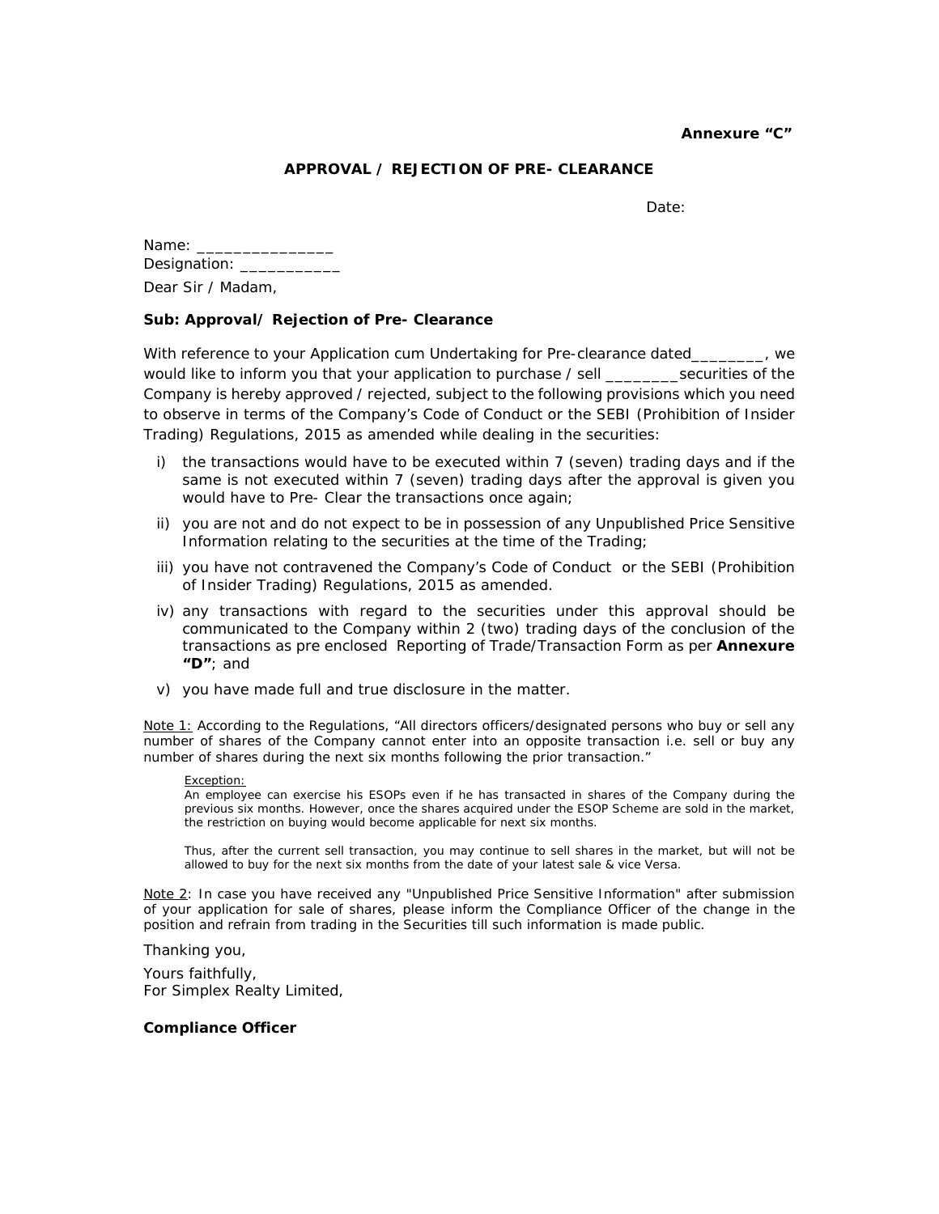**Annexure "C"**

**APPROVAL / REJECTION OF PRE- CLEARANCE**

Date:

Name: _______________
Designation: ___________

Dear Sir / Madam,

**Sub: Approval/ Rejection of Pre- Clearance**

With reference to your Application cum Undertaking for Pre-clearance dated________, we would like to inform you that your application to purchase / sell ________securities of the Company is hereby approved / rejected, subject to the following provisions which you need to observe in terms of the Company's Code of Conduct or the SEBI (Prohibition of Insider Trading) Regulations, 2015 as amended while dealing in the securities:

i) the transactions would have to be executed within 7 (seven) trading days and if the same is not executed within 7 (seven) trading days after the approval is given you would have to Pre- Clear the transactions once again;

ii) you are not and do not expect to be in possession of any Unpublished Price Sensitive Information relating to the securities at the time of the Trading;

iii) you have not contravened the Company's Code of Conduct or the SEBI (Prohibition of Insider Trading) Regulations, 2015 as amended.

iv) any transactions with regard to the securities under this approval should be communicated to the Company within 2 (two) trading days of the conclusion of the transactions as pre enclosed Reporting of Trade/Transaction Form as per **Annexure "D"**; and

v) you have made full and true disclosure in the matter.

Note 1: According to the Regulations, "All directors officers/designated persons who buy or sell any number of shares of the Company cannot enter into an opposite transaction i.e. sell or buy any number of shares during the next six months following the prior transaction."

> Exception:
> An employee can exercise his ESOPs even if he has transacted in shares of the Company during the previous six months. However, once the shares acquired under the ESOP Scheme are sold in the market, the restriction on buying would become applicable for next six months.
>
> Thus, after the current sell transaction, you may continue to sell shares in the market, but will not be allowed to buy for the next six months from the date of your latest sale & vice Versa.

Note 2: In case you have received any "Unpublished Price Sensitive Information" after submission of your application for sale of shares, please inform the Compliance Officer of the change in the position and refrain from trading in the Securities till such information is made public.

Thanking you,

Yours faithfully,
For Simplex Realty Limited,

**Compliance Officer**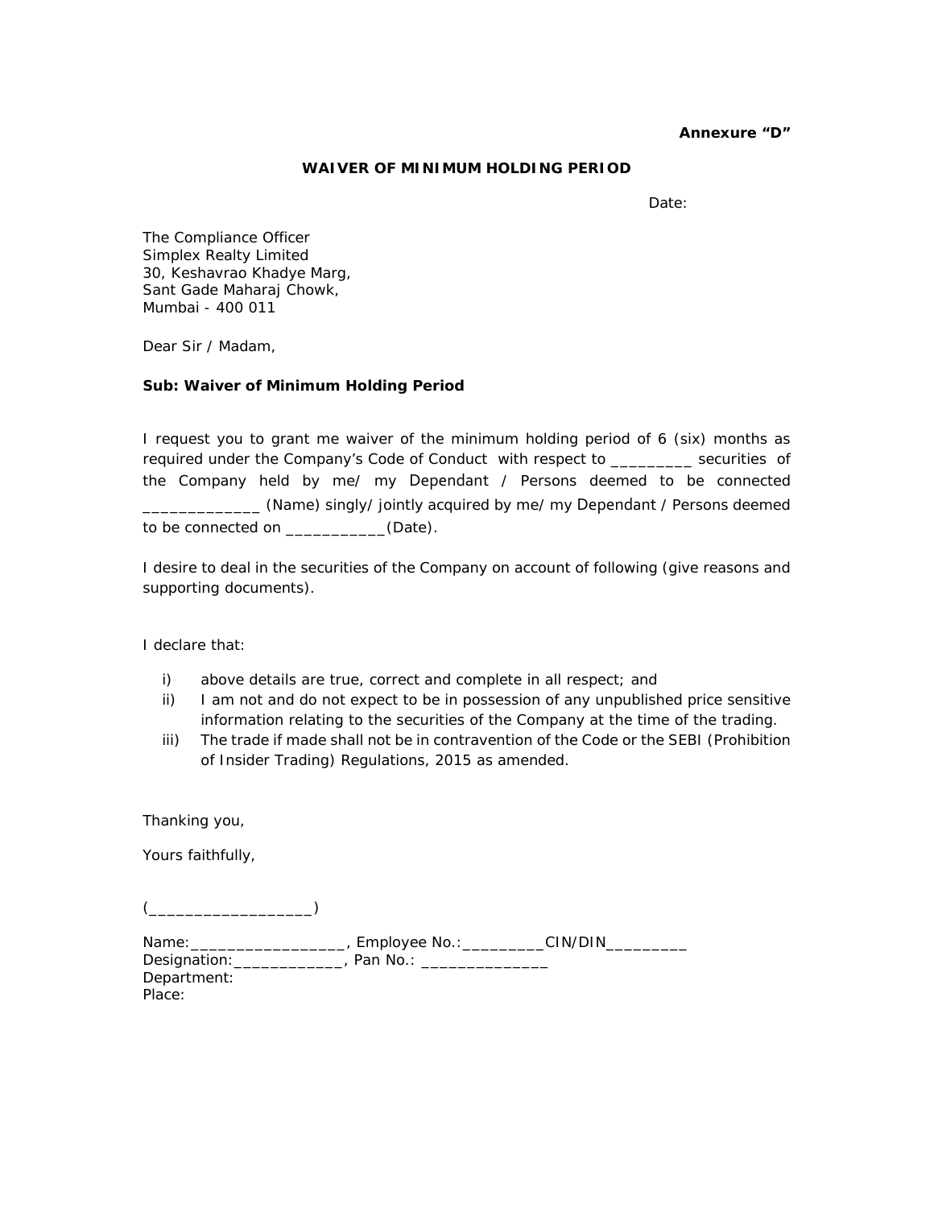**Annexure “D”**

**WAIVER OF MINIMUM HOLDING PERIOD**

Date:

The Compliance Officer
Simplex Realty Limited
30, Keshavrao Khadye Marg,
Sant Gade Maharaj Chowk,
Mumbai - 400 011

Dear Sir / Madam,

**Sub: Waiver of Minimum Holding Period**

I request you to grant me waiver of the minimum holding period of 6 (six) months as required under the Company's Code of Conduct with respect to _________ securities of the Company held by me/ my Dependant / Persons deemed to be connected _____________ (Name) singly/ jointly acquired by me/ my Dependant / Persons deemed to be connected on ___________(Date).

I desire to deal in the securities of the Company on account of following (give reasons and supporting documents).

I declare that:

i) above details are true, correct and complete in all respect; and
ii) I am not and do not expect to be in possession of any unpublished price sensitive information relating to the securities of the Company at the time of the trading.
iii) The trade if made shall not be in contravention of the Code or the SEBI (Prohibition of Insider Trading) Regulations, 2015 as amended.

Thanking you,

Yours faithfully,

(__________________)

Name:_________________, Employee No.:_________CIN/DIN_________
Designation:____________, Pan No.: ______________
Department:
Place: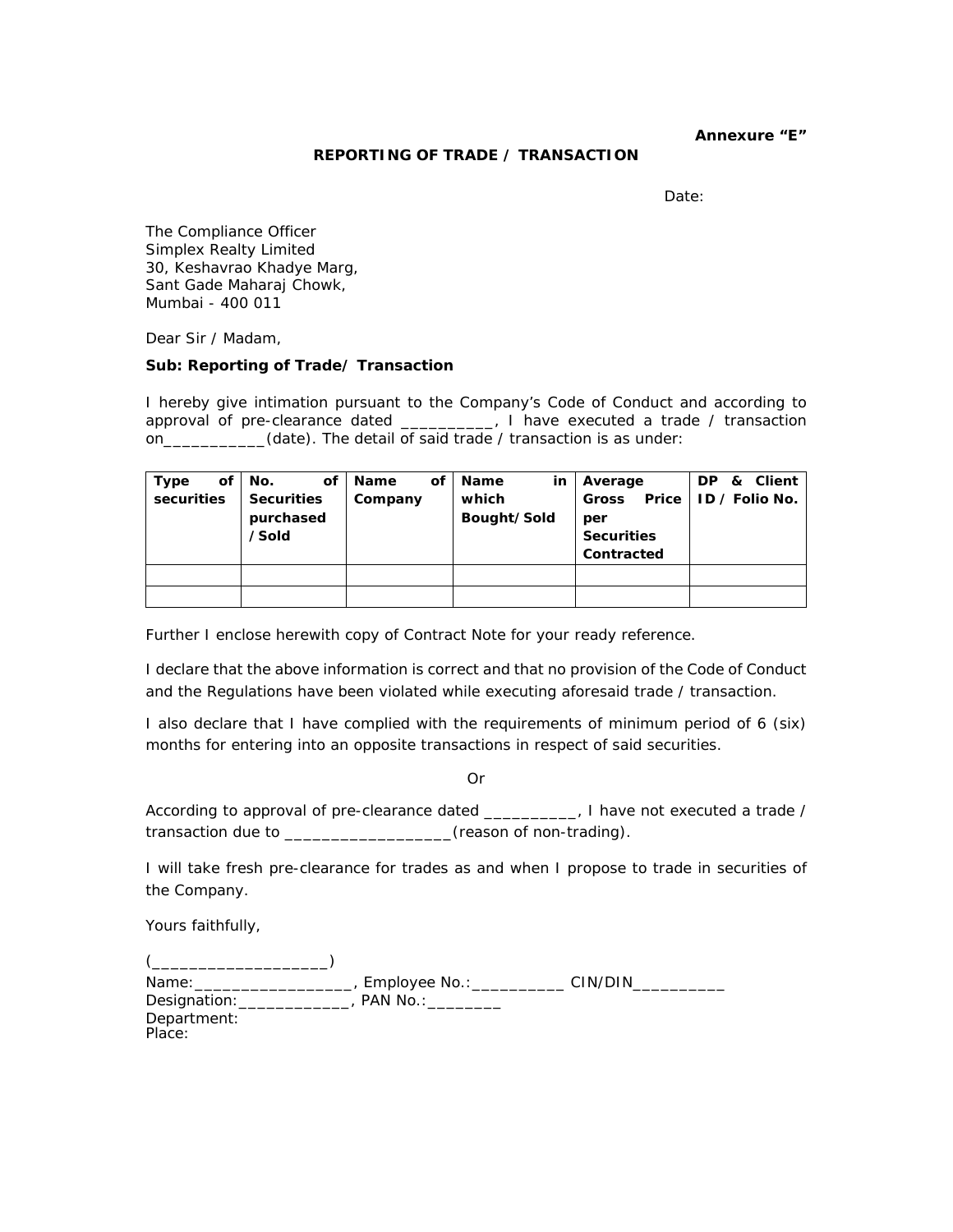**Annexure "E"**

## REPORTING OF TRADE / TRANSACTION

Date:

The Compliance Officer
Simplex Realty Limited
30, Keshavrao Khadye Marg,
Sant Gade Maharaj Chowk,
Mumbai - 400 011

Dear Sir / Madam,

**Sub: Reporting of Trade/ Transaction**

I hereby give intimation pursuant to the Company's Code of Conduct and according to approval of pre-clearance dated __________, I have executed a trade / transaction on___________(date). The detail of said trade / transaction is as under:

| Type of securities | No. of Securities purchased /Sold | Name of Company | Name in which Bought/Sold | Average Gross Price per Securities Contracted | DP & Client ID / Folio No. |
|---|---|---|---|---|---|
| | | | | | |
| | | | | | |

Further I enclose herewith copy of Contract Note for your ready reference.

I declare that the above information is correct and that no provision of the Code of Conduct and the Regulations have been violated while executing aforesaid trade / transaction.

I also declare that I have complied with the requirements of minimum period of 6 (six) months for entering into an opposite transactions in respect of said securities.

Or

According to approval of pre-clearance dated __________, I have not executed a trade / transaction due to __________________(reason of non-trading).

I will take fresh pre-clearance for trades as and when I propose to trade in securities of the Company.

Yours faithfully,

(___________________)
Name:_________________, Employee No.:__________ CIN/DIN__________
Designation:____________, PAN No.:________
Department:
Place: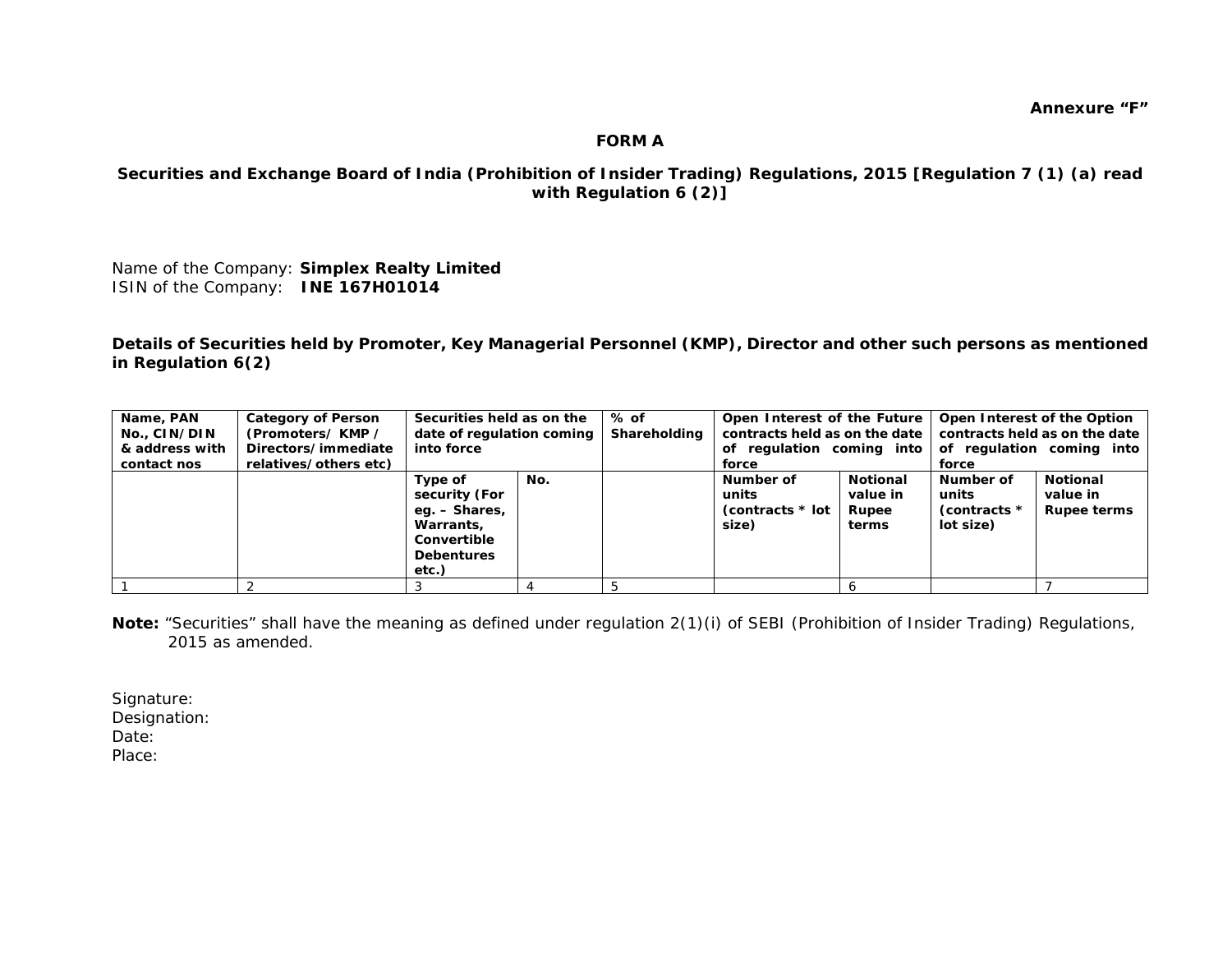**Annexure "F"**

**FORM A**

**Securities and Exchange Board of India (Prohibition of Insider Trading) Regulations, 2015 [Regulation 7 (1) (a) read with Regulation 6 (2)]**

Name of the Company: **Simplex Realty Limited**
ISIN of the Company: **INE 167H01014**

**Details of Securities held by Promoter, Key Managerial Personnel (KMP), Director and other such persons as mentioned in Regulation 6(2)**

| Name, PAN No., CIN/DIN & address with contact nos | Category of Person (Promoters/ KMP / Directors/immediate relatives/others etc) | Securities held as on the date of regulation coming into force | | % of Shareholding | Open Interest of the Future contracts held as on the date of regulation coming into force | | Open Interest of the Option contracts held as on the date of regulation coming into force | |
|---|---|---|---|---|---|---|---|---|
| | | Type of security (For eg. – Shares, Warrants, Convertible Debentures etc.) | No. | | Number of units (contracts * lot size) | Notional value in Rupee terms | Number of units (contracts * lot size) | Notional value in Rupee terms |
| 1 | 2 | 3 | 4 | 5 | | 6 | | 7 |

**Note:** "Securities" shall have the meaning as defined under regulation 2(1)(i) of SEBI (Prohibition of Insider Trading) Regulations, 2015 as amended.

Signature:
Designation:
Date:
Place: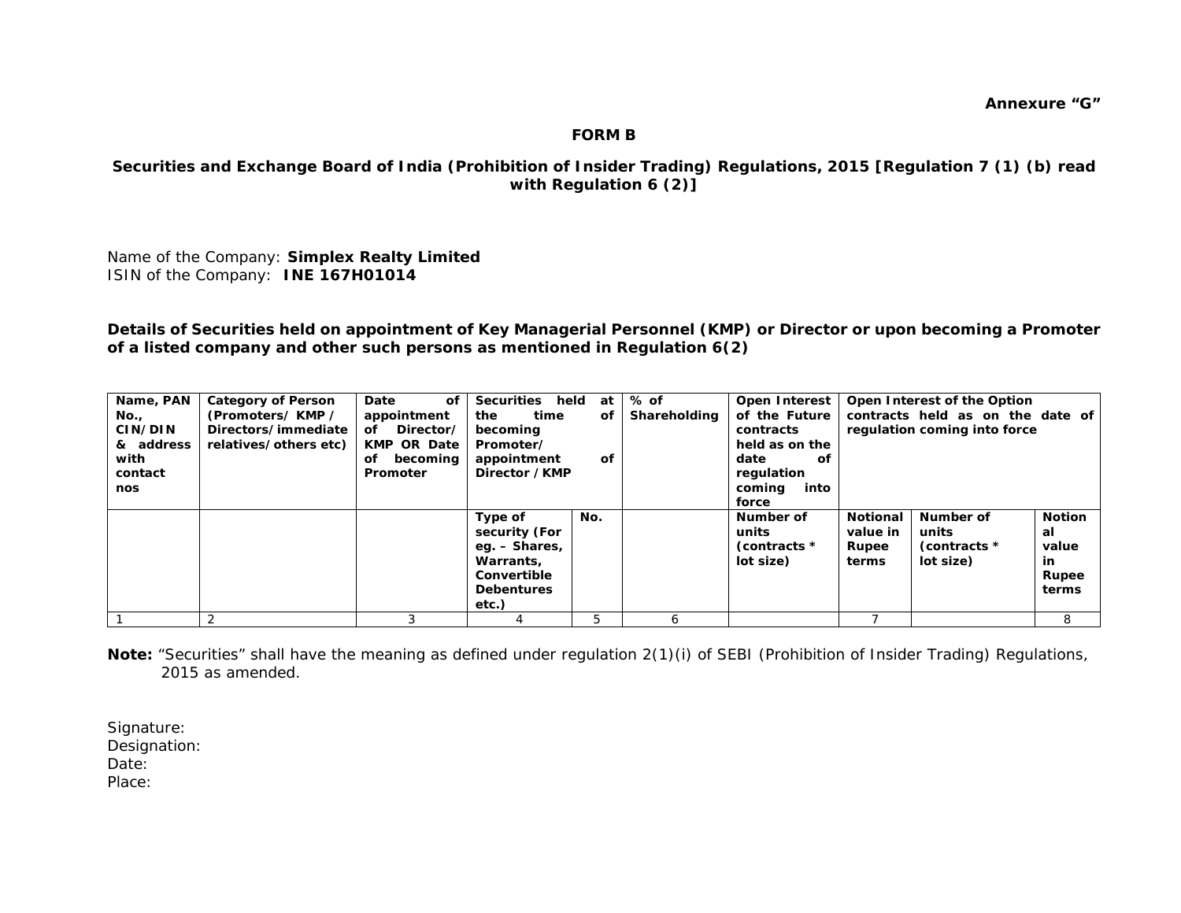**Annexure "G"**

**FORM B**

**Securities and Exchange Board of India (Prohibition of Insider Trading) Regulations, 2015 [Regulation 7 (1) (b) read with Regulation 6 (2)]**

Name of the Company: **Simplex Realty Limited**
ISIN of the Company: **INE 167H01014**

**Details of Securities held on appointment of Key Managerial Personnel (KMP) or Director or upon becoming a Promoter of a listed company and other such persons as mentioned in Regulation 6(2)**

| Name, PAN No., CIN/DIN & address with contact nos | Category of Person (Promoters/ KMP / Directors/immediate relatives/others etc) | Date of appointment of Director/ KMP OR Date of becoming Promoter | Securities held at the time of becoming Promoter/ appointment of Director /KMP | | % of Shareholding | Open Interest of the Future contracts held as on the date of regulation coming into force | | Open Interest of the Option contracts held as on the date of regulation coming into force | |
|---|---|---|---|---|---|---|---|---|---|
| | | | Type of security (For eg. – Shares, Warrants, Convertible Debentures etc.) | No. | | Number of units (contracts * lot size) | Notional value in Rupee terms | Number of units (contracts * lot size) | Notional value in Rupee terms |
| 1 | 2 | 3 | 4 | 5 | 6 | | 7 | | 8 |

**Note:** "Securities" shall have the meaning as defined under regulation 2(1)(i) of SEBI (Prohibition of Insider Trading) Regulations, 2015 as amended.

Signature:
Designation:
Date:
Place: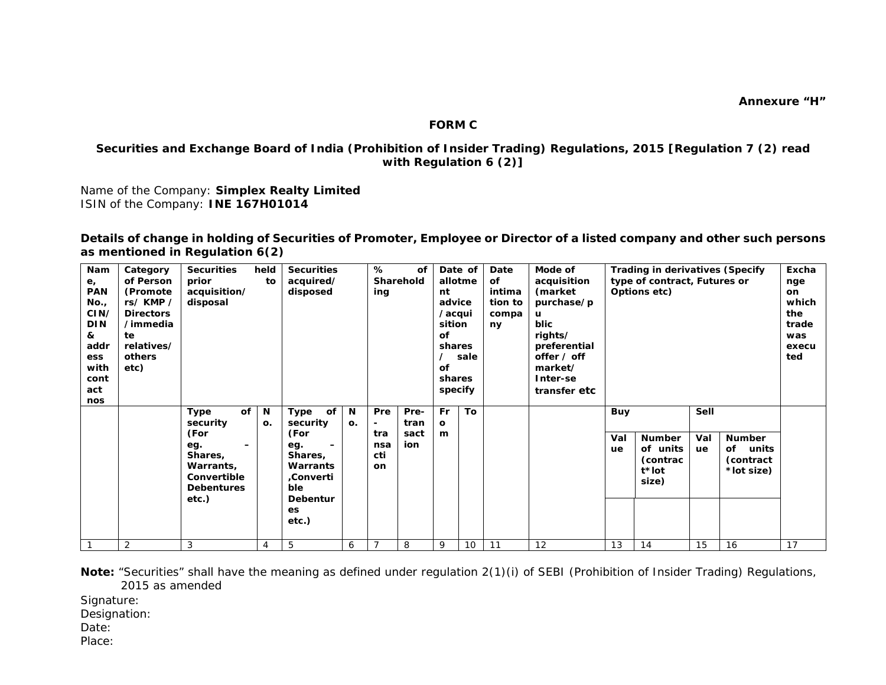**Annexure "H"**

**FORM C**

**Securities and Exchange Board of India (Prohibition of Insider Trading) Regulations, 2015 [Regulation 7 (2) read with Regulation 6 (2)]**

Name of the Company: **Simplex Realty Limited**
ISIN of the Company: **INE 167H01014**

**Details of change in holding of Securities of Promoter, Employee or Director of a listed company and other such persons as mentioned in Regulation 6(2)**

| Name, PAN No., CIN/DIN & address with contact nos | Category of Person (Promoters/ KMP / Directors /immediate relatives/ others etc) | Securities held prior to acquisition/ disposal | | Securities acquired/ disposed | | % of Shareholding | | Date of allotment advice /acquisition of shares / sale of shares specify | | Date of intimation to company | Mode of acquisition (market purchase/public rights/ preferential offer / off market/ Inter-se transfer etc | Trading in derivatives (Specify type of contract, Futures or Options etc) | | | | Exchange on which the trade was executed |
|---|---|---|---|---|---|---|---|---|---|---|---|---|---|---|---|---|
| | | Type of security (For eg. – Shares, Warrants, Convertible Debentures etc.) | No. | Type of security (For eg. – Shares, Warrants ,Convertible Debentures etc.) | No. | Pre-transaction | Pre-transaction | From | To | | | Buy | | Sell | | |
| | | | | | | | | | | | | Value | Number of units (contract*lot size) | Value | Number of units (contract*lot size) | |
| 1 | 2 | 3 | 4 | 5 | 6 | 7 | 8 | 9 | 10 | 11 | 12 | 13 | 14 | 15 | 16 | 17 |

**Note:** "Securities" shall have the meaning as defined under regulation 2(1)(i) of SEBI (Prohibition of Insider Trading) Regulations, 2015 as amended

Signature:
Designation:
Date:
Place: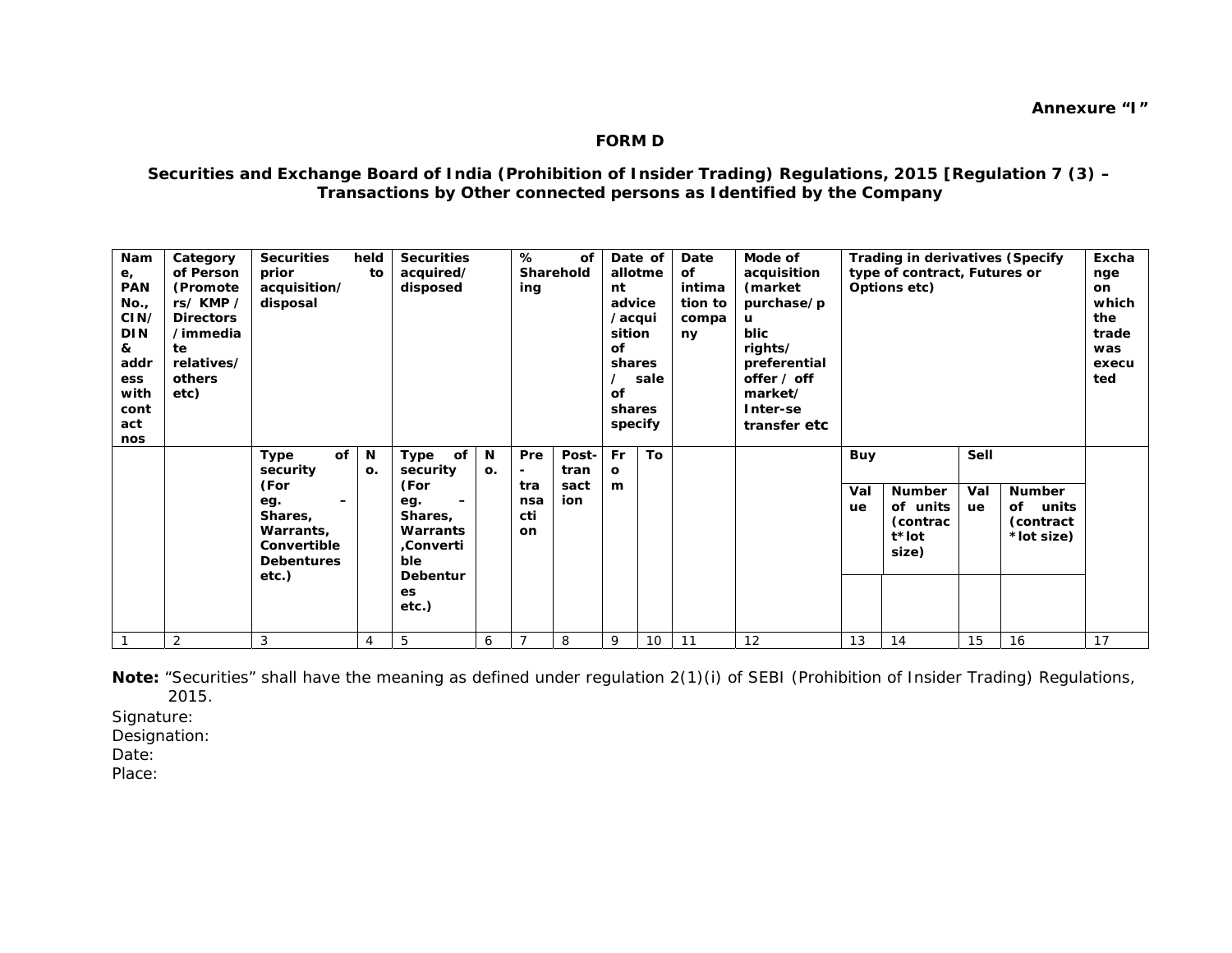**Annexure "I"**

**FORM D**

**Securities and Exchange Board of India (Prohibition of Insider Trading) Regulations, 2015 [Regulation 7 (3) – Transactions by Other connected persons as Identified by the Company**

| Name, PAN No., CIN/DIN & address with contact nos | Category of Person (Promoters/ KMP / Directors /immediate relatives/ others etc) | Securities held prior to acquisition/ disposal | | Securities acquired/ disposed | | % of Shareholding | | Date of allotment advice /acquisition of shares / sale of shares specify | | Date of intimation to company | Mode of acquisition (market purchase/public rights/ preferential offer / off market/ Inter-se transfer etc | Trading in derivatives (Specify type of contract, Futures or Options etc) | | | | Exchange on which the trade was executed |
|---|---|---|---|---|---|---|---|---|---|---|---|---|---|---|---|---|
| | | Type of security (For eg. – Shares, Warrants, Convertible Debentures etc.) | No. | Type of security (For eg. – Shares, Warrants ,Convertible Debentures etc.) | No. | Pre-transaction | Post-transaction | From | To | | | Buy | | Sell | | |
| | | | | | | | | | | | | Value | Number of units (contract*lot size) | Value | Number of units (contract *lot size) | |
| | | | | | | | | | | | | | | | | |
| 1 | 2 | 3 | 4 | 5 | 6 | 7 | 8 | 9 | 10 | 11 | 12 | 13 | 14 | 15 | 16 | 17 |

**Note:** "Securities" shall have the meaning as defined under regulation 2(1)(i) of SEBI (Prohibition of Insider Trading) Regulations, 2015.

Signature:
Designation:
Date:
Place: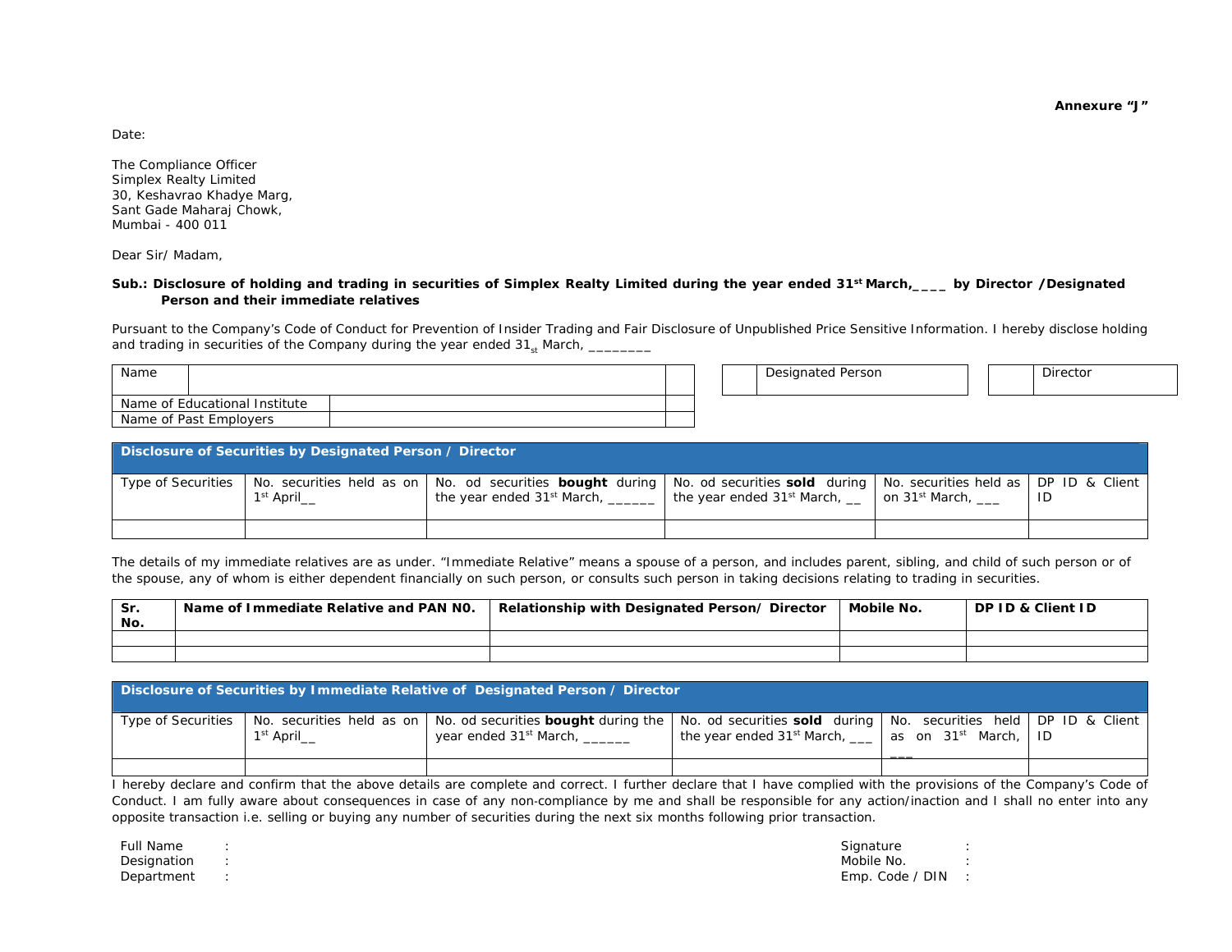**Annexure "J"**

Date:

The Compliance Officer
Simplex Realty Limited
30, Keshavrao Khadye Marg,
Sant Gade Maharaj Chowk,
Mumbai - 400 011

Dear Sir/ Madam,

**Sub.: Disclosure of holding and trading in securities of Simplex Realty Limited during the year ended 31st March,____ by Director /Designated Person and their immediate relatives**

Pursuant to the Company's Code of Conduct for Prevention of Insider Trading and Fair Disclosure of Unpublished Price Sensitive Information. I hereby disclose holding and trading in securities of the Company during the year ended 31st March, ________

| Name | | |
|---|---|---|
| Name of Educational Institute | | |
| Name of Past Employers | | |

| | Designated Person | | Director |
|---|---|---|---|

**Disclosure of Securities by Designated Person / Director**

| Type of Securities | No. securities held as on 1st April__ | No. od securities **bought** during the year ended 31st March, ______ | No. od securities **sold** during the year ended 31st March, __ | No. securities held as on 31st March, ___ | DP ID & Client ID |
|---|---|---|---|---|---|
| | | | | | |

The details of my immediate relatives are as under. "Immediate Relative" means a spouse of a person, and includes parent, sibling, and child of such person or of the spouse, any of whom is either dependent financially on such person, or consults such person in taking decisions relating to trading in securities.

| Sr. No. | Name of Immediate Relative and PAN N0. | Relationship with Designated Person/ Director | Mobile No. | DP ID & Client ID |
|---|---|---|---|---|
| | | | | |
| | | | | |

**Disclosure of Securities by Immediate Relative of Designated Person / Director**

| Type of Securities | No. securities held as on 1st April__ | No. od securities **bought** during the year ended 31st March, ______ | No. od securities **sold** during the year ended 31st March, ___ | No. securities held as on 31st March, ___ | DP ID & Client ID |
|---|---|---|---|---|---|
| | | | | | |

I hereby declare and confirm that the above details are complete and correct. I further declare that I have complied with the provisions of the Company's Code of Conduct. I am fully aware about consequences in case of any non-compliance by me and shall be responsible for any action/inaction and I shall no enter into any opposite transaction i.e. selling or buying any number of securities during the next six months following prior transaction.

Full Name :
Designation :
Department :

Signature :
Mobile No. :
Emp. Code / DIN :